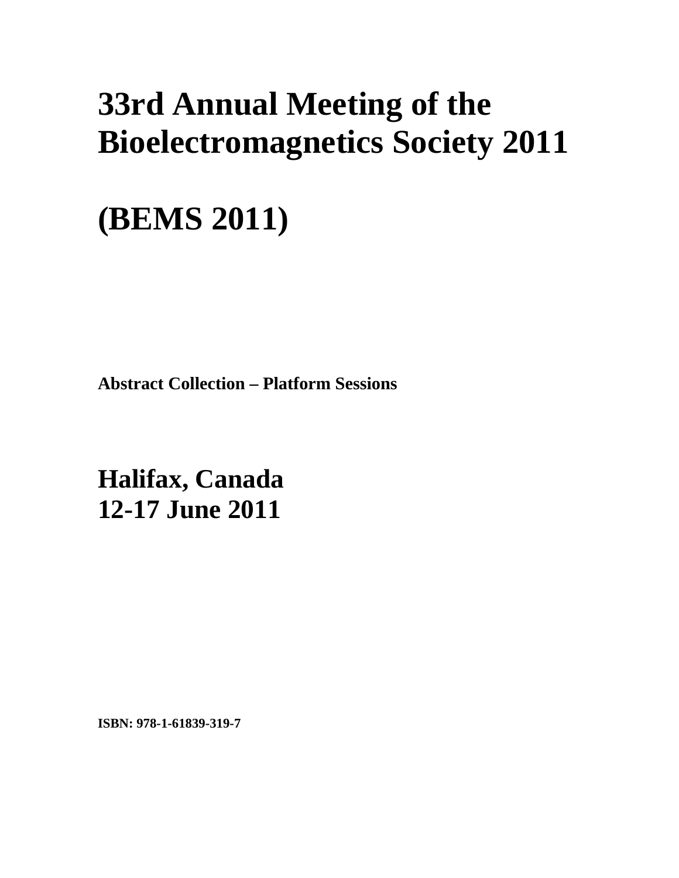# 33rd Annual Meeting of the Bioelectromagnetics Society 2011

# (BEMS 2011)

**Abstract Collection – Platform Sessions**

## Halifax, Canada
## 12-17 June 2011

**ISBN: 978-1-61839-319-7**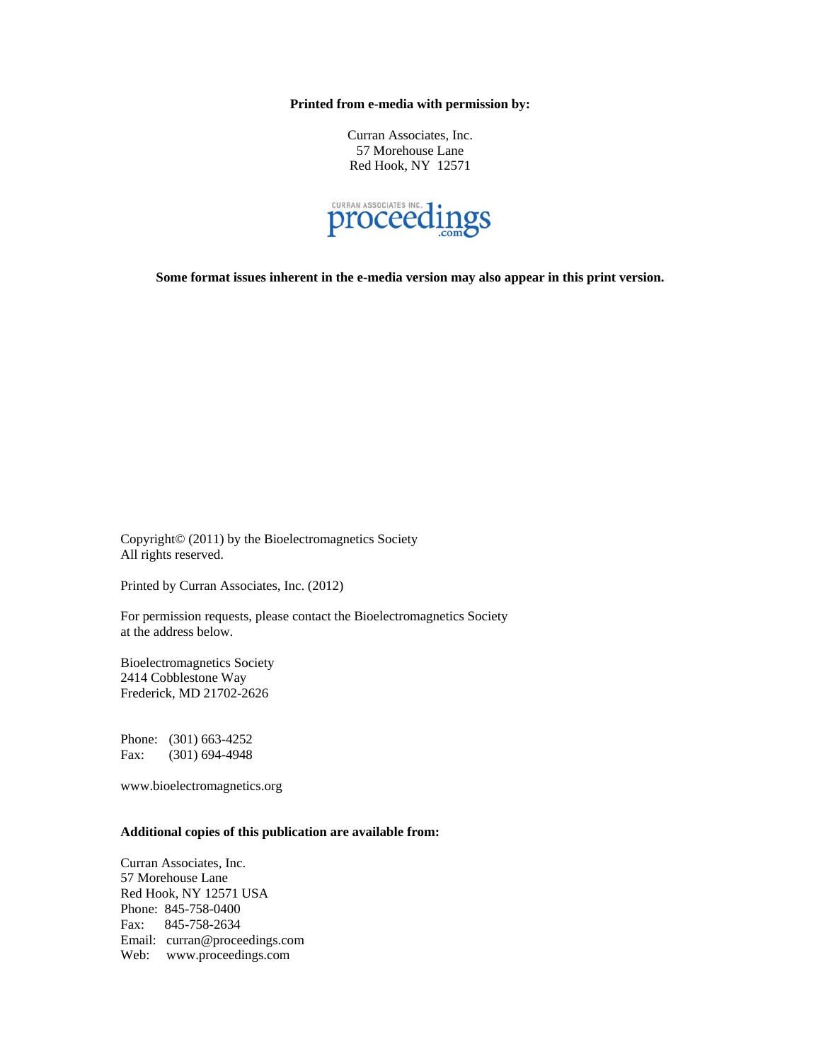**Printed from e-media with permission by:**

Curran Associates, Inc.
57 Morehouse Lane
Red Hook, NY 12571

CURRAN ASSOCIATES INC. proceedings.com

**Some format issues inherent in the e-media version may also appear in this print version.**

Copyright© (2011) by the Bioelectromagnetics Society
All rights reserved.

Printed by Curran Associates, Inc. (2012)

For permission requests, please contact the Bioelectromagnetics Society at the address below.

Bioelectromagnetics Society
2414 Cobblestone Way
Frederick, MD 21702-2626

Phone: (301) 663-4252
Fax: (301) 694-4948

www.bioelectromagnetics.org

**Additional copies of this publication are available from:**

Curran Associates, Inc.
57 Morehouse Lane
Red Hook, NY 12571 USA
Phone: 845-758-0400
Fax: 845-758-2634
Email: curran@proceedings.com
Web: www.proceedings.com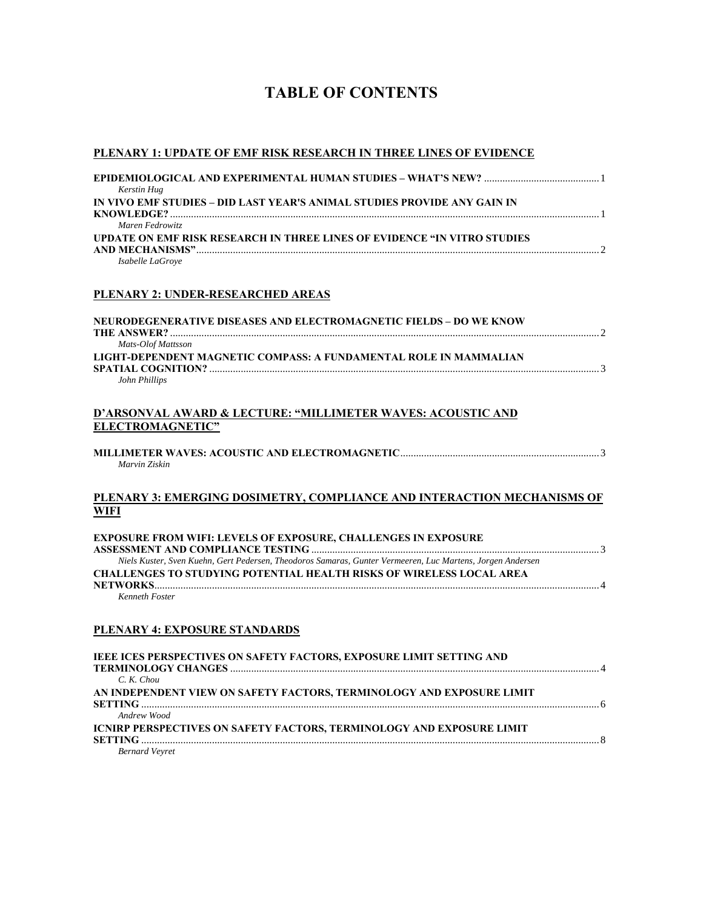# TABLE OF CONTENTS

## PLENARY 1: UPDATE OF EMF RISK RESEARCH IN THREE LINES OF EVIDENCE

**EPIDEMIOLOGICAL AND EXPERIMENTAL HUMAN STUDIES – WHAT'S NEW?** ........................................... 1
*Kerstin Hug*

**IN VIVO EMF STUDIES – DID LAST YEAR'S ANIMAL STUDIES PROVIDE ANY GAIN IN KNOWLEDGE?** ........................................... 1
*Maren Fedrowitz*

**UPDATE ON EMF RISK RESEARCH IN THREE LINES OF EVIDENCE "IN VITRO STUDIES AND MECHANISMS"** ........................................... 2
*Isabelle LaGroye*

## PLENARY 2: UNDER-RESEARCHED AREAS

**NEURODEGENERATIVE DISEASES AND ELECTROMAGNETIC FIELDS – DO WE KNOW THE ANSWER?** ........................................... 2
*Mats-Olof Mattsson*

**LIGHT-DEPENDENT MAGNETIC COMPASS: A FUNDAMENTAL ROLE IN MAMMALIAN SPATIAL COGNITION?** ........................................... 3
*John Phillips*

## D'ARSONVAL AWARD & LECTURE: "MILLIMETER WAVES: ACOUSTIC AND ELECTROMAGNETIC"

**MILLIMETER WAVES: ACOUSTIC AND ELECTROMAGNETIC** ........................................... 3
*Marvin Ziskin*

## PLENARY 3: EMERGING DOSIMETRY, COMPLIANCE AND INTERACTION MECHANISMS OF WIFI

**EXPOSURE FROM WIFI: LEVELS OF EXPOSURE, CHALLENGES IN EXPOSURE ASSESSMENT AND COMPLIANCE TESTING** ........................................... 3
*Niels Kuster, Sven Kuehn, Gert Pedersen, Theodoros Samaras, Gunter Vermeeren, Luc Martens, Jorgen Andersen*

**CHALLENGES TO STUDYING POTENTIAL HEALTH RISKS OF WIRELESS LOCAL AREA NETWORKS** ........................................... 4
*Kenneth Foster*

## PLENARY 4: EXPOSURE STANDARDS

**IEEE ICES PERSPECTIVES ON SAFETY FACTORS, EXPOSURE LIMIT SETTING AND TERMINOLOGY CHANGES** ........................................... 4
*C. K. Chou*

**AN INDEPENDENT VIEW ON SAFETY FACTORS, TERMINOLOGY AND EXPOSURE LIMIT SETTING** ........................................... 6
*Andrew Wood*

**ICNIRP PERSPECTIVES ON SAFETY FACTORS, TERMINOLOGY AND EXPOSURE LIMIT SETTING** ........................................... 8
*Bernard Veyret*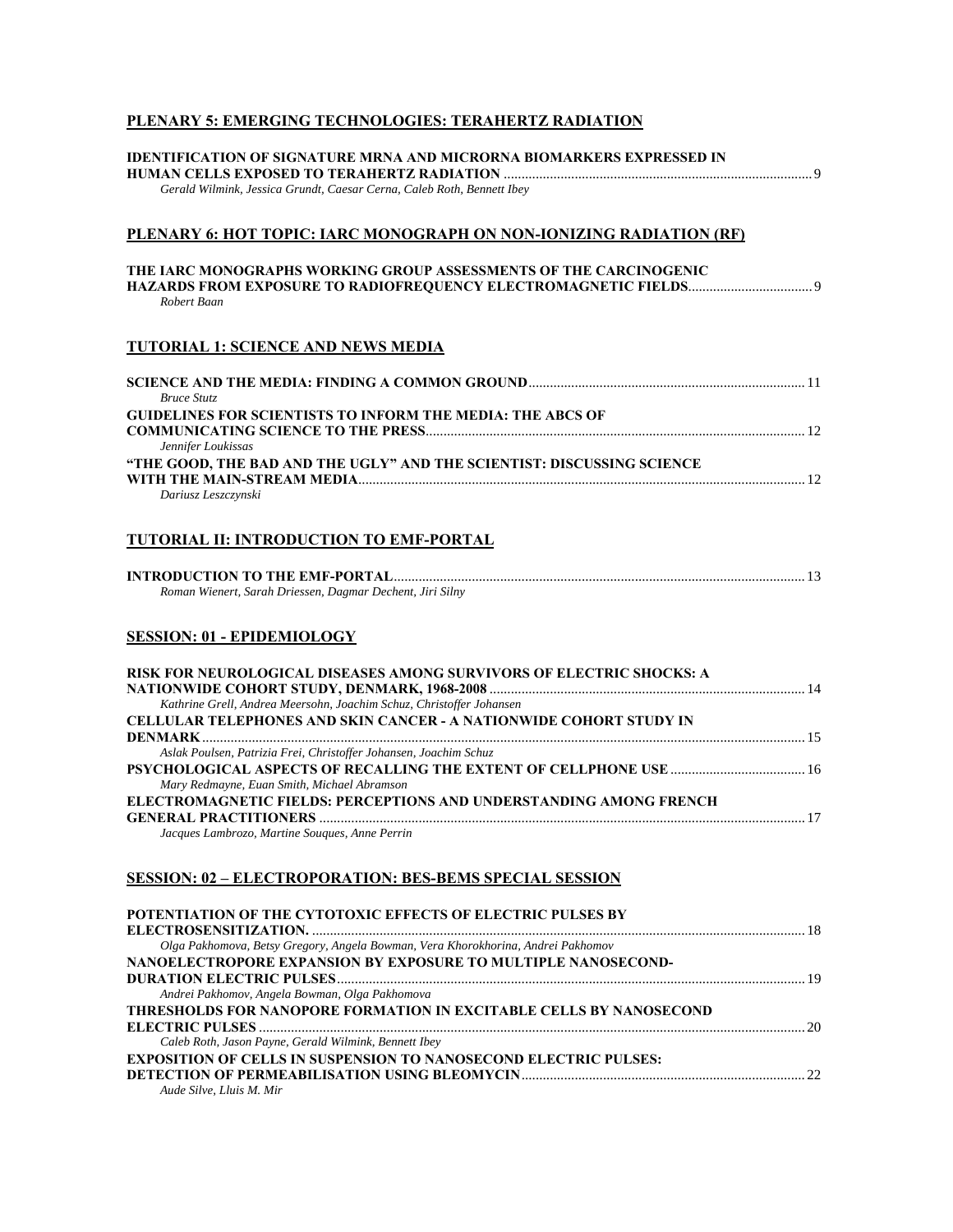## PLENARY 5: EMERGING TECHNOLOGIES: TERAHERTZ RADIATION

**IDENTIFICATION OF SIGNATURE MRNA AND MICRORNA BIOMARKERS EXPRESSED IN HUMAN CELLS EXPOSED TO TERAHERTZ RADIATION** ........ 9
*Gerald Wilmink, Jessica Grundt, Caesar Cerna, Caleb Roth, Bennett Ibey*

## PLENARY 6: HOT TOPIC: IARC MONOGRAPH ON NON-IONIZING RADIATION (RF)

**THE IARC MONOGRAPHS WORKING GROUP ASSESSMENTS OF THE CARCINOGENIC HAZARDS FROM EXPOSURE TO RADIOFREQUENCY ELECTROMAGNETIC FIELDS** ........ 9
*Robert Baan*

## TUTORIAL 1: SCIENCE AND NEWS MEDIA

**SCIENCE AND THE MEDIA: FINDING A COMMON GROUND** ........ 11
*Bruce Stutz*

**GUIDELINES FOR SCIENTISTS TO INFORM THE MEDIA: THE ABCS OF COMMUNICATING SCIENCE TO THE PRESS** ........ 12
*Jennifer Loukissas*

**"THE GOOD, THE BAD AND THE UGLY" AND THE SCIENTIST: DISCUSSING SCIENCE WITH THE MAIN-STREAM MEDIA** ........ 12
*Dariusz Leszczynski*

## TUTORIAL II: INTRODUCTION TO EMF-PORTAL

**INTRODUCTION TO THE EMF-PORTAL** ........ 13
*Roman Wienert, Sarah Driessen, Dagmar Dechent, Jiri Silny*

## SESSION: 01 - EPIDEMIOLOGY

**RISK FOR NEUROLOGICAL DISEASES AMONG SURVIVORS OF ELECTRIC SHOCKS: A NATIONWIDE COHORT STUDY, DENMARK, 1968-2008** ........ 14
*Kathrine Grell, Andrea Meersohn, Joachim Schuz, Christoffer Johansen*

**CELLULAR TELEPHONES AND SKIN CANCER - A NATIONWIDE COHORT STUDY IN DENMARK** ........ 15
*Aslak Poulsen, Patrizia Frei, Christoffer Johansen, Joachim Schuz*

**PSYCHOLOGICAL ASPECTS OF RECALLING THE EXTENT OF CELLPHONE USE** ........ 16
*Mary Redmayne, Euan Smith, Michael Abramson*

**ELECTROMAGNETIC FIELDS: PERCEPTIONS AND UNDERSTANDING AMONG FRENCH GENERAL PRACTITIONERS** ........ 17
*Jacques Lambrozo, Martine Souques, Anne Perrin*

## SESSION: 02 – ELECTROPORATION: BES-BEMS SPECIAL SESSION

**POTENTIATION OF THE CYTOTOXIC EFFECTS OF ELECTRIC PULSES BY ELECTROSENSITIZATION.** ........ 18
*Olga Pakhomova, Betsy Gregory, Angela Bowman, Vera Khorokhorina, Andrei Pakhomov*

**NANOELECTROPORE EXPANSION BY EXPOSURE TO MULTIPLE NANOSECOND-DURATION ELECTRIC PULSES** ........ 19
*Andrei Pakhomov, Angela Bowman, Olga Pakhomova*

**THRESHOLDS FOR NANOPORE FORMATION IN EXCITABLE CELLS BY NANOSECOND ELECTRIC PULSES** ........ 20
*Caleb Roth, Jason Payne, Gerald Wilmink, Bennett Ibey*

**EXPOSITION OF CELLS IN SUSPENSION TO NANOSECOND ELECTRIC PULSES: DETECTION OF PERMEABILISATION USING BLEOMYCIN** ........ 22
*Aude Silve, Lluis M. Mir*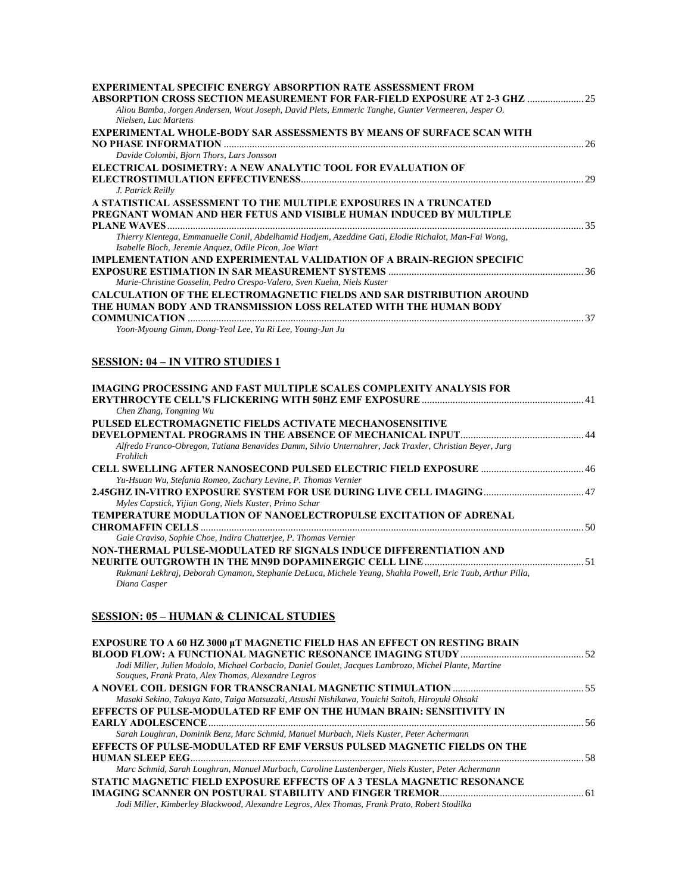**EXPERIMENTAL SPECIFIC ENERGY ABSORPTION RATE ASSESSMENT FROM ABSORPTION CROSS SECTION MEASUREMENT FOR FAR-FIELD EXPOSURE AT 2-3 GHZ** ..................... 25
*Aliou Bamba, Jorgen Andersen, Wout Joseph, David Plets, Emmeric Tanghe, Gunter Vermeeren, Jesper O. Nielsen, Luc Martens*

**EXPERIMENTAL WHOLE-BODY SAR ASSESSMENTS BY MEANS OF SURFACE SCAN WITH NO PHASE INFORMATION** .......... 26
*Davide Colombi, Bjorn Thors, Lars Jonsson*

**ELECTRICAL DOSIMETRY: A NEW ANALYTIC TOOL FOR EVALUATION OF ELECTROSTIMULATION EFFECTIVENESS** .......... 29
*J. Patrick Reilly*

**A STATISTICAL ASSESSMENT TO THE MULTIPLE EXPOSURES IN A TRUNCATED PREGNANT WOMAN AND HER FETUS AND VISIBLE HUMAN INDUCED BY MULTIPLE PLANE WAVES** .......... 35
*Thierry Kientega, Emmanuelle Conil, Abdelhamid Hadjem, Azeddine Gati, Elodie Richalot, Man-Fai Wong, Isabelle Bloch, Jeremie Anquez, Odile Picon, Joe Wiart*

**IMPLEMENTATION AND EXPERIMENTAL VALIDATION OF A BRAIN-REGION SPECIFIC EXPOSURE ESTIMATION IN SAR MEASUREMENT SYSTEMS** .......... 36
*Marie-Christine Gosselin, Pedro Crespo-Valero, Sven Kuehn, Niels Kuster*

**CALCULATION OF THE ELECTROMAGNETIC FIELDS AND SAR DISTRIBUTION AROUND THE HUMAN BODY AND TRANSMISSION LOSS RELATED WITH THE HUMAN BODY COMMUNICATION** .......... 37
*Yoon-Myoung Gimm, Dong-Yeol Lee, Yu Ri Lee, Young-Jun Ju*

## SESSION: 04 – IN VITRO STUDIES 1

**IMAGING PROCESSING AND FAST MULTIPLE SCALES COMPLEXITY ANALYSIS FOR ERYTHROCYTE CELL'S FLICKERING WITH 50HZ EMF EXPOSURE** .......... 41
*Chen Zhang, Tongning Wu*

**PULSED ELECTROMAGNETIC FIELDS ACTIVATE MECHANOSENSITIVE DEVELOPMENTAL PROGRAMS IN THE ABSENCE OF MECHANICAL INPUT** .......... 44
*Alfredo Franco-Obregon, Tatiana Benavides Damm, Silvio Unternahrer, Jack Traxler, Christian Beyer, Jurg Frohlich*

**CELL SWELLING AFTER NANOSECOND PULSED ELECTRIC FIELD EXPOSURE** .......... 46
*Yu-Hsuan Wu, Stefania Romeo, Zachary Levine, P. Thomas Vernier*

**2.45GHZ IN-VITRO EXPOSURE SYSTEM FOR USE DURING LIVE CELL IMAGING** .......... 47
*Myles Capstick, Yijian Gong, Niels Kuster, Primo Schar*

**TEMPERATURE MODULATION OF NANOELECTROPULSE EXCITATION OF ADRENAL CHROMAFFIN CELLS** .......... 50
*Gale Craviso, Sophie Choe, Indira Chatterjee, P. Thomas Vernier*

**NON-THERMAL PULSE-MODULATED RF SIGNALS INDUCE DIFFERENTIATION AND NEURITE OUTGROWTH IN THE MN9D DOPAMINERGIC CELL LINE** .......... 51
*Rukmani Lekhraj, Deborah Cynamon, Stephanie DeLuca, Michele Yeung, Shahla Powell, Eric Taub, Arthur Pilla, Diana Casper*

## SESSION: 05 – HUMAN & CLINICAL STUDIES

**EXPOSURE TO A 60 HZ 3000 μT MAGNETIC FIELD HAS AN EFFECT ON RESTING BRAIN BLOOD FLOW: A FUNCTIONAL MAGNETIC RESONANCE IMAGING STUDY** .......... 52
*Jodi Miller, Julien Modolo, Michael Corbacio, Daniel Goulet, Jacques Lambrozo, Michel Plante, Martine Souques, Frank Prato, Alex Thomas, Alexandre Legros*

**A NOVEL COIL DESIGN FOR TRANSCRANIAL MAGNETIC STIMULATION** .......... 55
*Masaki Sekino, Takuya Kato, Taiga Matsuzaki, Atsushi Nishikawa, Youichi Saitoh, Hiroyuki Ohsaki*

**EFFECTS OF PULSE-MODULATED RF EMF ON THE HUMAN BRAIN: SENSITIVITY IN EARLY ADOLESCENCE** .......... 56
*Sarah Loughran, Dominik Benz, Marc Schmid, Manuel Murbach, Niels Kuster, Peter Achermann*

**EFFECTS OF PULSE-MODULATED RF EMF VERSUS PULSED MAGNETIC FIELDS ON THE HUMAN SLEEP EEG** .......... 58
*Marc Schmid, Sarah Loughran, Manuel Murbach, Caroline Lustenberger, Niels Kuster, Peter Achermann*

**STATIC MAGNETIC FIELD EXPOSURE EFFECTS OF A 3 TESLA MAGNETIC RESONANCE IMAGING SCANNER ON POSTURAL STABILITY AND FINGER TREMOR** .......... 61
*Jodi Miller, Kimberley Blackwood, Alexandre Legros, Alex Thomas, Frank Prato, Robert Stodilka*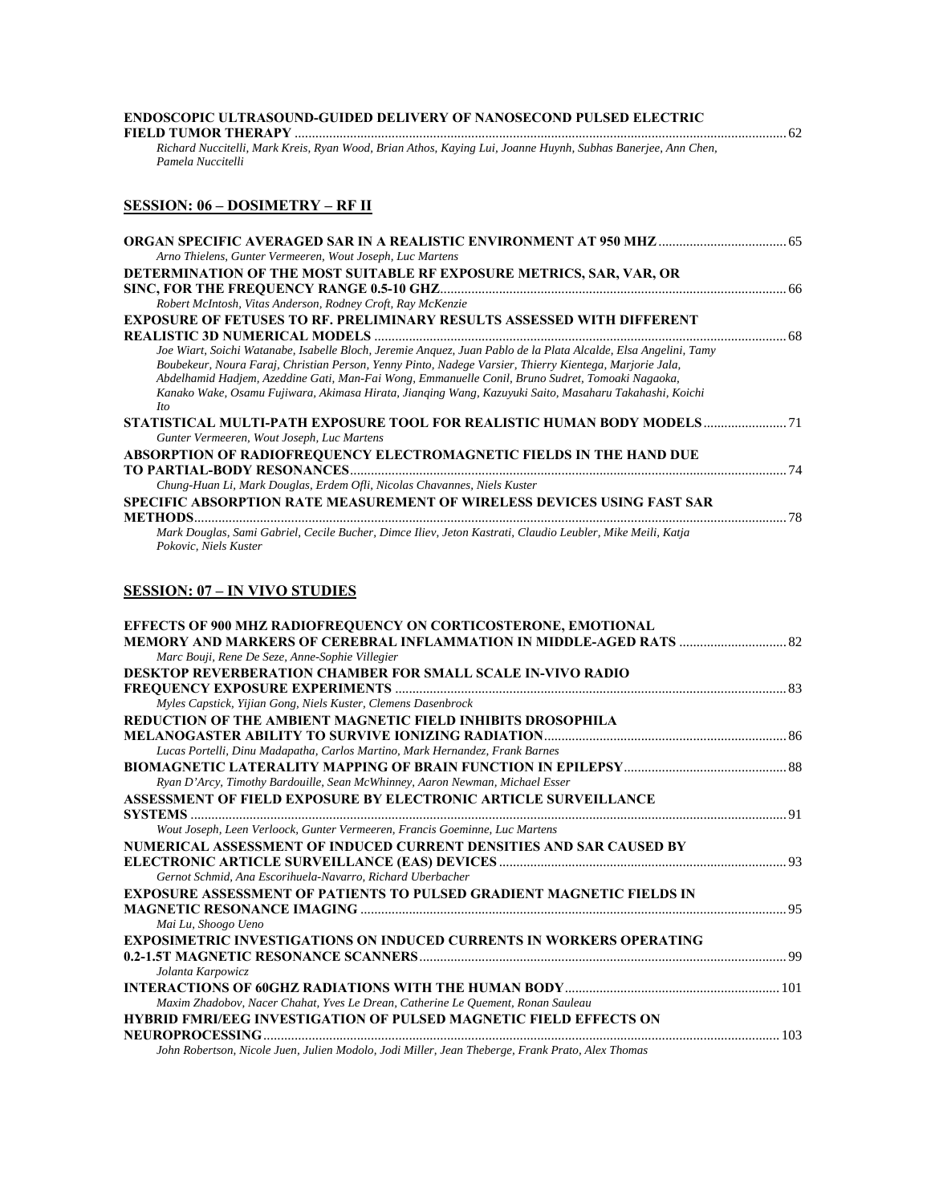**ENDOSCOPIC ULTRASOUND-GUIDED DELIVERY OF NANOSECOND PULSED ELECTRIC FIELD TUMOR THERAPY** ........................................ 62
*Richard Nuccitelli, Mark Kreis, Ryan Wood, Brian Athos, Kaying Lui, Joanne Huynh, Subhas Banerjee, Ann Chen, Pamela Nuccitelli*

## SESSION: 06 – DOSIMETRY – RF II

**ORGAN SPECIFIC AVERAGED SAR IN A REALISTIC ENVIRONMENT AT 950 MHZ** ........................................ 65
*Arno Thielens, Gunter Vermeeren, Wout Joseph, Luc Martens*

**DETERMINATION OF THE MOST SUITABLE RF EXPOSURE METRICS, SAR, VAR, OR SINC, FOR THE FREQUENCY RANGE 0.5-10 GHZ** ........................................ 66
*Robert McIntosh, Vitas Anderson, Rodney Croft, Ray McKenzie*

**EXPOSURE OF FETUSES TO RF. PRELIMINARY RESULTS ASSESSED WITH DIFFERENT REALISTIC 3D NUMERICAL MODELS** ........................................ 68
*Joe Wiart, Soichi Watanabe, Isabelle Bloch, Jeremie Anquez, Juan Pablo de la Plata Alcalde, Elsa Angelini, Tamy Boubekeur, Noura Faraj, Christian Person, Yenny Pinto, Nadege Varsier, Thierry Kientega, Marjorie Jala, Abdelhamid Hadjem, Azeddine Gati, Man-Fai Wong, Emmanuelle Conil, Bruno Sudret, Tomoaki Nagaoka, Kanako Wake, Osamu Fujiwara, Akimasa Hirata, Jianqing Wang, Kazuyuki Saito, Masaharu Takahashi, Koichi Ito*

**STATISTICAL MULTI-PATH EXPOSURE TOOL FOR REALISTIC HUMAN BODY MODELS** ........................................ 71
*Gunter Vermeeren, Wout Joseph, Luc Martens*

**ABSORPTION OF RADIOFREQUENCY ELECTROMAGNETIC FIELDS IN THE HAND DUE TO PARTIAL-BODY RESONANCES** ........................................ 74
*Chung-Huan Li, Mark Douglas, Erdem Ofli, Nicolas Chavannes, Niels Kuster*

**SPECIFIC ABSORPTION RATE MEASUREMENT OF WIRELESS DEVICES USING FAST SAR METHODS** ........................................ 78
*Mark Douglas, Sami Gabriel, Cecile Bucher, Dimce Iliev, Jeton Kastrati, Claudio Leubler, Mike Meili, Katja Pokovic, Niels Kuster*

## SESSION: 07 – IN VIVO STUDIES

**EFFECTS OF 900 MHZ RADIOFREQUENCY ON CORTICOSTERONE, EMOTIONAL MEMORY AND MARKERS OF CEREBRAL INFLAMMATION IN MIDDLE-AGED RATS** ........................................ 82
*Marc Bouji, Rene De Seze, Anne-Sophie Villegier*

**DESKTOP REVERBERATION CHAMBER FOR SMALL SCALE IN-VIVO RADIO FREQUENCY EXPOSURE EXPERIMENTS** ........................................ 83
*Myles Capstick, Yijian Gong, Niels Kuster, Clemens Dasenbrock*

**REDUCTION OF THE AMBIENT MAGNETIC FIELD INHIBITS DROSOPHILA MELANOGASTER ABILITY TO SURVIVE IONIZING RADIATION** ........................................ 86
*Lucas Portelli, Dinu Madapatha, Carlos Martino, Mark Hernandez, Frank Barnes*

**BIOMAGNETIC LATERALITY MAPPING OF BRAIN FUNCTION IN EPILEPSY** ........................................ 88
*Ryan D'Arcy, Timothy Bardouille, Sean McWhinney, Aaron Newman, Michael Esser*

**ASSESSMENT OF FIELD EXPOSURE BY ELECTRONIC ARTICLE SURVEILLANCE SYSTEMS** ........................................ 91
*Wout Joseph, Leen Verloock, Gunter Vermeeren, Francis Goeminne, Luc Martens*

**NUMERICAL ASSESSMENT OF INDUCED CURRENT DENSITIES AND SAR CAUSED BY ELECTRONIC ARTICLE SURVEILLANCE (EAS) DEVICES** ........................................ 93
*Gernot Schmid, Ana Escorihuela-Navarro, Richard Uberbacher*

**EXPOSURE ASSESSMENT OF PATIENTS TO PULSED GRADIENT MAGNETIC FIELDS IN MAGNETIC RESONANCE IMAGING** ........................................ 95
*Mai Lu, Shoogo Ueno*

**EXPOSIMETRIC INVESTIGATIONS ON INDUCED CURRENTS IN WORKERS OPERATING 0.2-1.5T MAGNETIC RESONANCE SCANNERS** ........................................ 99
*Jolanta Karpowicz*

**INTERACTIONS OF 60GHZ RADIATIONS WITH THE HUMAN BODY** ........................................ 101
*Maxim Zhadobov, Nacer Chahat, Yves Le Drean, Catherine Le Quement, Ronan Sauleau*

**HYBRID FMRI/EEG INVESTIGATION OF PULSED MAGNETIC FIELD EFFECTS ON NEUROPROCESSING** ........................................ 103
*John Robertson, Nicole Juen, Julien Modolo, Jodi Miller, Jean Theberge, Frank Prato, Alex Thomas*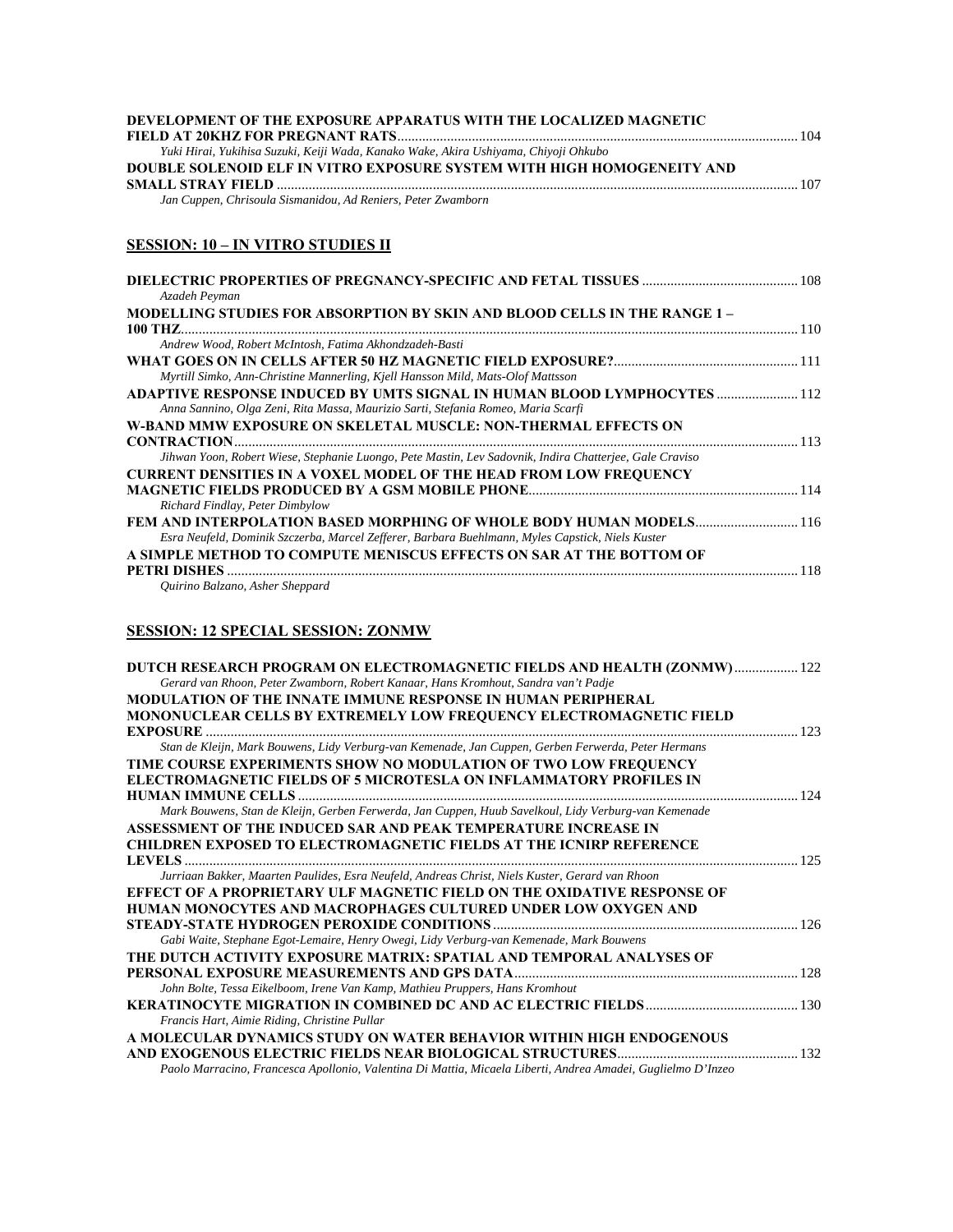**DEVELOPMENT OF THE EXPOSURE APPARATUS WITH THE LOCALIZED MAGNETIC FIELD AT 20KHZ FOR PREGNANT RATS** ........ 104
*Yuki Hirai, Yukihisa Suzuki, Keiji Wada, Kanako Wake, Akira Ushiyama, Chiyoji Ohkubo*

**DOUBLE SOLENOID ELF IN VITRO EXPOSURE SYSTEM WITH HIGH HOMOGENEITY AND SMALL STRAY FIELD** ........ 107
*Jan Cuppen, Chrisoula Sismanidou, Ad Reniers, Peter Zwamborn*

## SESSION: 10 – IN VITRO STUDIES II

**DIELECTRIC PROPERTIES OF PREGNANCY-SPECIFIC AND FETAL TISSUES** ........ 108
*Azadeh Peyman*

**MODELLING STUDIES FOR ABSORPTION BY SKIN AND BLOOD CELLS IN THE RANGE 1 – 100 THZ** ........ 110
*Andrew Wood, Robert McIntosh, Fatima Akhondzadeh-Basti*

**WHAT GOES ON IN CELLS AFTER 50 HZ MAGNETIC FIELD EXPOSURE?** ........ 111
*Myrtill Simko, Ann-Christine Mannerling, Kjell Hansson Mild, Mats-Olof Mattsson*

**ADAPTIVE RESPONSE INDUCED BY UMTS SIGNAL IN HUMAN BLOOD LYMPHOCYTES** ........ 112
*Anna Sannino, Olga Zeni, Rita Massa, Maurizio Sarti, Stefania Romeo, Maria Scarfi*

**W-BAND MMW EXPOSURE ON SKELETAL MUSCLE: NON-THERMAL EFFECTS ON CONTRACTION** ........ 113
*Jihwan Yoon, Robert Wiese, Stephanie Luongo, Pete Mastin, Lev Sadovnik, Indira Chatterjee, Gale Craviso*

**CURRENT DENSITIES IN A VOXEL MODEL OF THE HEAD FROM LOW FREQUENCY MAGNETIC FIELDS PRODUCED BY A GSM MOBILE PHONE** ........ 114
*Richard Findlay, Peter Dimbylow*

**FEM AND INTERPOLATION BASED MORPHING OF WHOLE BODY HUMAN MODELS** ........ 116
*Esra Neufeld, Dominik Szczerba, Marcel Zefferer, Barbara Buehlmann, Myles Capstick, Niels Kuster*

**A SIMPLE METHOD TO COMPUTE MENISCUS EFFECTS ON SAR AT THE BOTTOM OF PETRI DISHES** ........ 118
*Quirino Balzano, Asher Sheppard*

## SESSION: 12 SPECIAL SESSION: ZONMW

**DUTCH RESEARCH PROGRAM ON ELECTROMAGNETIC FIELDS AND HEALTH (ZONMW)** ........ 122
*Gerard van Rhoon, Peter Zwamborn, Robert Kanaar, Hans Kromhout, Sandra van't Padje*

**MODULATION OF THE INNATE IMMUNE RESPONSE IN HUMAN PERIPHERAL MONONUCLEAR CELLS BY EXTREMELY LOW FREQUENCY ELECTROMAGNETIC FIELD EXPOSURE** ........ 123
*Stan de Kleijn, Mark Bouwens, Lidy Verburg-van Kemenade, Jan Cuppen, Gerben Ferwerda, Peter Hermans*

**TIME COURSE EXPERIMENTS SHOW NO MODULATION OF TWO LOW FREQUENCY ELECTROMAGNETIC FIELDS OF 5 MICROTESLA ON INFLAMMATORY PROFILES IN HUMAN IMMUNE CELLS** ........ 124
*Mark Bouwens, Stan de Kleijn, Gerben Ferwerda, Jan Cuppen, Huub Savelkoul, Lidy Verburg-van Kemenade*

**ASSESSMENT OF THE INDUCED SAR AND PEAK TEMPERATURE INCREASE IN CHILDREN EXPOSED TO ELECTROMAGNETIC FIELDS AT THE ICNIRP REFERENCE LEVELS** ........ 125
*Jurriaan Bakker, Maarten Paulides, Esra Neufeld, Andreas Christ, Niels Kuster, Gerard van Rhoon*

**EFFECT OF A PROPRIETARY ULF MAGNETIC FIELD ON THE OXIDATIVE RESPONSE OF HUMAN MONOCYTES AND MACROPHAGES CULTURED UNDER LOW OXYGEN AND STEADY-STATE HYDROGEN PEROXIDE CONDITIONS** ........ 126
*Gabi Waite, Stephane Egot-Lemaire, Henry Owegi, Lidy Verburg-van Kemenade, Mark Bouwens*

**THE DUTCH ACTIVITY EXPOSURE MATRIX: SPATIAL AND TEMPORAL ANALYSES OF PERSONAL EXPOSURE MEASUREMENTS AND GPS DATA** ........ 128
*John Bolte, Tessa Eikelboom, Irene Van Kamp, Mathieu Pruppers, Hans Kromhout*

**KERATINOCYTE MIGRATION IN COMBINED DC AND AC ELECTRIC FIELDS** ........ 130
*Francis Hart, Aimie Riding, Christine Pullar*

**A MOLECULAR DYNAMICS STUDY ON WATER BEHAVIOR WITHIN HIGH ENDOGENOUS AND EXOGENOUS ELECTRIC FIELDS NEAR BIOLOGICAL STRUCTURES** ........ 132
*Paolo Marracino, Francesca Apollonio, Valentina Di Mattia, Micaela Liberti, Andrea Amadei, Guglielmo D'Inzeo*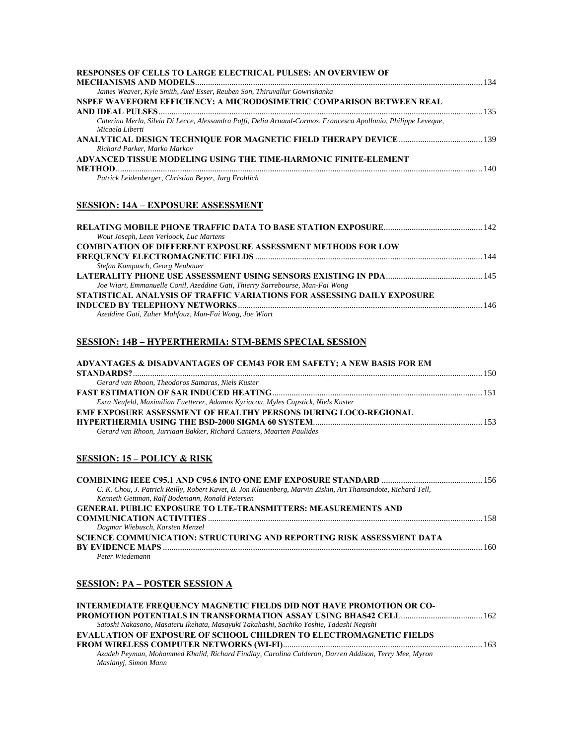**RESPONSES OF CELLS TO LARGE ELECTRICAL PULSES: AN OVERVIEW OF MECHANISMS AND MODELS** ..... 134
*James Weaver, Kyle Smith, Axel Esser, Reuben Son, Thiruvallur Gowrishanka*

**NSPEF WAVEFORM EFFICIENCY: A MICRODOSIMETRIC COMPARISON BETWEEN REAL AND IDEAL PULSES** ..... 135
*Caterina Merla, Silvia Di Lecce, Alessandra Paffi, Delia Arnaud-Cormos, Francesca Apollonio, Philippe Leveque, Micaela Liberti*

**ANALYTICAL DESIGN TECHNIQUE FOR MAGNETIC FIELD THERAPY DEVICE** ..... 139
*Richard Parker, Marko Markov*

**ADVANCED TISSUE MODELING USING THE TIME-HARMONIC FINITE-ELEMENT METHOD** ..... 140
*Patrick Leidenberger, Christian Beyer, Jurg Frohlich*

## SESSION: 14A – EXPOSURE ASSESSMENT

**RELATING MOBILE PHONE TRAFFIC DATA TO BASE STATION EXPOSURE** ..... 142
*Wout Joseph, Leen Verloock, Luc Martens*

**COMBINATION OF DIFFERENT EXPOSURE ASSESSMENT METHODS FOR LOW FREQUENCY ELECTROMAGNETIC FIELDS** ..... 144
*Stefan Kampusch, Georg Neubauer*

**LATERALITY PHONE USE ASSESSMENT USING SENSORS EXISTING IN PDA** ..... 145
*Joe Wiart, Emmanuelle Conil, Azeddine Gati, Thierry Sarrebourse, Man-Fai Wong*

**STATISTICAL ANALYSIS OF TRAFFIC VARIATIONS FOR ASSESSING DAILY EXPOSURE INDUCED BY TELEPHONY NETWORKS** ..... 146
*Azeddine Gati, Zaher Mahfouz, Man-Fai Wong, Joe Wiart*

## SESSION: 14B – HYPERTHERMIA: STM-BEMS SPECIAL SESSION

**ADVANTAGES & DISADVANTAGES OF CEM43 FOR EM SAFETY; A NEW BASIS FOR EM STANDARDS?** ..... 150
*Gerard van Rhoon, Theodoros Samaras, Niels Kuster*

**FAST ESTIMATION OF SAR INDUCED HEATING** ..... 151
*Esra Neufeld, Maximilian Fuetterer, Adamos Kyriacou, Myles Capstick, Niels Kuster*

**EMF EXPOSURE ASSESSMENT OF HEALTHY PERSONS DURING LOCO-REGIONAL HYPERTHERMIA USING THE BSD-2000 SIGMA 60 SYSTEM** ..... 153
*Gerard van Rhoon, Jurriaan Bakker, Richard Canters, Maarten Paulides*

## SESSION: 15 – POLICY & RISK

**COMBINING IEEE C95.1 AND C95.6 INTO ONE EMF EXPOSURE STANDARD** ..... 156
*C. K. Chou, J. Patrick Reilly, Robert Kavet, B. Jon Klauenberg, Marvin Ziskin, Art Thansandote, Richard Tell, Kenneth Gettman, Ralf Bodemann, Ronald Petersen*

**GENERAL PUBLIC EXPOSURE TO LTE-TRANSMITTERS: MEASUREMENTS AND COMMUNICATION ACTIVITIES** ..... 158
*Dagmar Wiebusch, Karsten Menzel*

**SCIENCE COMMUNICATION: STRUCTURING AND REPORTING RISK ASSESSMENT DATA BY EVIDENCE MAPS** ..... 160
*Peter Wiedemann*

## SESSION: PA – POSTER SESSION A

**INTERMEDIATE FREQUENCY MAGNETIC FIELDS DID NOT HAVE PROMOTION OR CO-PROMOTION POTENTIALS IN TRANSFORMATION ASSAY USING BHAS42 CELL** ..... 162
*Satoshi Nakasono, Masateru Ikehata, Masayuki Takahashi, Sachiko Yoshie, Tadashi Negishi*

**EVALUATION OF EXPOSURE OF SCHOOL CHILDREN TO ELECTROMAGNETIC FIELDS FROM WIRELESS COMPUTER NETWORKS (WI-FI)** ..... 163
*Azadeh Peyman, Mohammed Khalid, Richard Findlay, Carolina Calderon, Darren Addison, Terry Mee, Myron Maslanyj, Simon Mann*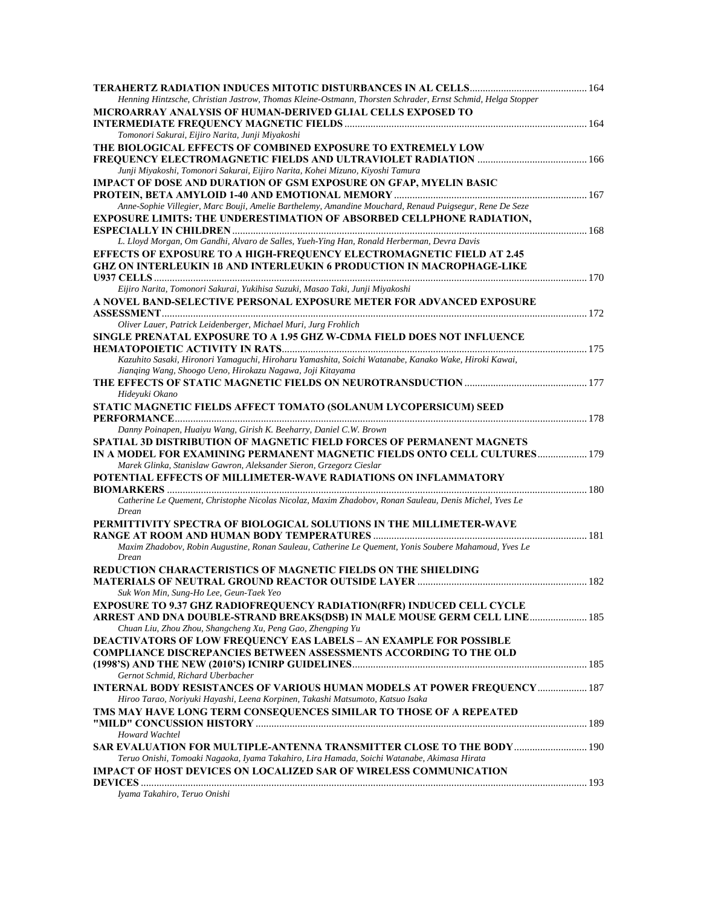**TERAHERTZ RADIATION INDUCES MITOTIC DISTURBANCES IN AL CELLS** ............................................ 164
*Henning Hintzsche, Christian Jastrow, Thomas Kleine-Ostmann, Thorsten Schrader, Ernst Schmid, Helga Stopper*

**MICROARRAY ANALYSIS OF HUMAN-DERIVED GLIAL CELLS EXPOSED TO INTERMEDIATE FREQUENCY MAGNETIC FIELDS** ............................................ 164
*Tomonori Sakurai, Eijiro Narita, Junji Miyakoshi*

**THE BIOLOGICAL EFFECTS OF COMBINED EXPOSURE TO EXTREMELY LOW FREQUENCY ELECTROMAGNETIC FIELDS AND ULTRAVIOLET RADIATION** ............................................ 166
*Junji Miyakoshi, Tomonori Sakurai, Eijiro Narita, Kohei Mizuno, Kiyoshi Tamura*

**IMPACT OF DOSE AND DURATION OF GSM EXPOSURE ON GFAP, MYELIN BASIC PROTEIN, BETA AMYLOID 1-40 AND EMOTIONAL MEMORY** ............................................ 167
*Anne-Sophie Villegier, Marc Bouji, Amelie Barthelemy, Amandine Mouchard, Renaud Puigsegur, Rene De Seze*

**EXPOSURE LIMITS: THE UNDERESTIMATION OF ABSORBED CELLPHONE RADIATION, ESPECIALLY IN CHILDREN** ............................................ 168
*L. Lloyd Morgan, Om Gandhi, Alvaro de Salles, Yueh-Ying Han, Ronald Herberman, Devra Davis*

**EFFECTS OF EXPOSURE TO A HIGH-FREQUENCY ELECTROMAGNETIC FIELD AT 2.45 GHZ ON INTERLEUKIN 1β AND INTERLEUKIN 6 PRODUCTION IN MACROPHAGE-LIKE U937 CELLS** ............................................ 170
*Eijiro Narita, Tomonori Sakurai, Yukihisa Suzuki, Masao Taki, Junji Miyakoshi*

**A NOVEL BAND-SELECTIVE PERSONAL EXPOSURE METER FOR ADVANCED EXPOSURE ASSESSMENT** ............................................ 172
*Oliver Lauer, Patrick Leidenberger, Michael Muri, Jurg Frohlich*

**SINGLE PRENATAL EXPOSURE TO A 1.95 GHZ W-CDMA FIELD DOES NOT INFLUENCE HEMATOPOIETIC ACTIVITY IN RATS** ............................................ 175
*Kazuhito Sasaki, Hironori Yamaguchi, Hiroharu Yamashita, Soichi Watanabe, Kanako Wake, Hiroki Kawai, Jianqing Wang, Shoogo Ueno, Hirokazu Nagawa, Joji Kitayama*

**THE EFFECTS OF STATIC MAGNETIC FIELDS ON NEUROTRANSDUCTION** ............................................ 177
*Hideyuki Okano*

**STATIC MAGNETIC FIELDS AFFECT TOMATO (SOLANUM LYCOPERSICUM) SEED PERFORMANCE** ............................................ 178
*Danny Poinapen, Huaiyu Wang, Girish K. Beeharry, Daniel C.W. Brown*

**SPATIAL 3D DISTRIBUTION OF MAGNETIC FIELD FORCES OF PERMANENT MAGNETS IN A MODEL FOR EXAMINING PERMANENT MAGNETIC FIELDS ONTO CELL CULTURES** ............................................ 179
*Marek Glinka, Stanislaw Gawron, Aleksander Sieron, Grzegorz Cieslar*

**POTENTIAL EFFECTS OF MILLIMETER-WAVE RADIATIONS ON INFLAMMATORY BIOMARKERS** ............................................ 180
*Catherine Le Quement, Christophe Nicolas Nicolaz, Maxim Zhadobov, Ronan Sauleau, Denis Michel, Yves Le Drean*

**PERMITTIVITY SPECTRA OF BIOLOGICAL SOLUTIONS IN THE MILLIMETER-WAVE RANGE AT ROOM AND HUMAN BODY TEMPERATURES** ............................................ 181
*Maxim Zhadobov, Robin Augustine, Ronan Sauleau, Catherine Le Quement, Yonis Soubere Mahamoud, Yves Le Drean*

**REDUCTION CHARACTERISTICS OF MAGNETIC FIELDS ON THE SHIELDING MATERIALS OF NEUTRAL GROUND REACTOR OUTSIDE LAYER** ............................................ 182
*Suk Won Min, Sung-Ho Lee, Geun-Taek Yeo*

**EXPOSURE TO 9.37 GHZ RADIOFREQUENCY RADIATION(RFR) INDUCED CELL CYCLE ARREST AND DNA DOUBLE-STRAND BREAKS(DSB) IN MALE MOUSE GERM CELL LINE** ............................................ 185
*Chuan Liu, Zhou Zhou, Shangcheng Xu, Peng Gao, Zhengping Yu*

**DEACTIVATORS OF LOW FREQUENCY EAS LABELS – AN EXAMPLE FOR POSSIBLE COMPLIANCE DISCREPANCIES BETWEEN ASSESSMENTS ACCORDING TO THE OLD (1998'S) AND THE NEW (2010'S) ICNIRP GUIDELINES** ............................................ 185
*Gernot Schmid, Richard Uberbacher*

**INTERNAL BODY RESISTANCES OF VARIOUS HUMAN MODELS AT POWER FREQUENCY** ............................................ 187
*Hiroo Tarao, Noriyuki Hayashi, Leena Korpinen, Takashi Matsumoto, Katsuo Isaka*

**TMS MAY HAVE LONG TERM CONSEQUENCES SIMILAR TO THOSE OF A REPEATED "MILD" CONCUSSION HISTORY** ............................................ 189
*Howard Wachtel*

**SAR EVALUATION FOR MULTIPLE-ANTENNA TRANSMITTER CLOSE TO THE BODY** ............................................ 190
*Teruo Onishi, Tomoaki Nagaoka, Iyama Takahiro, Lira Hamada, Soichi Watanabe, Akimasa Hirata*

**IMPACT OF HOST DEVICES ON LOCALIZED SAR OF WIRELESS COMMUNICATION DEVICES** ............................................ 193
*Iyama Takahiro, Teruo Onishi*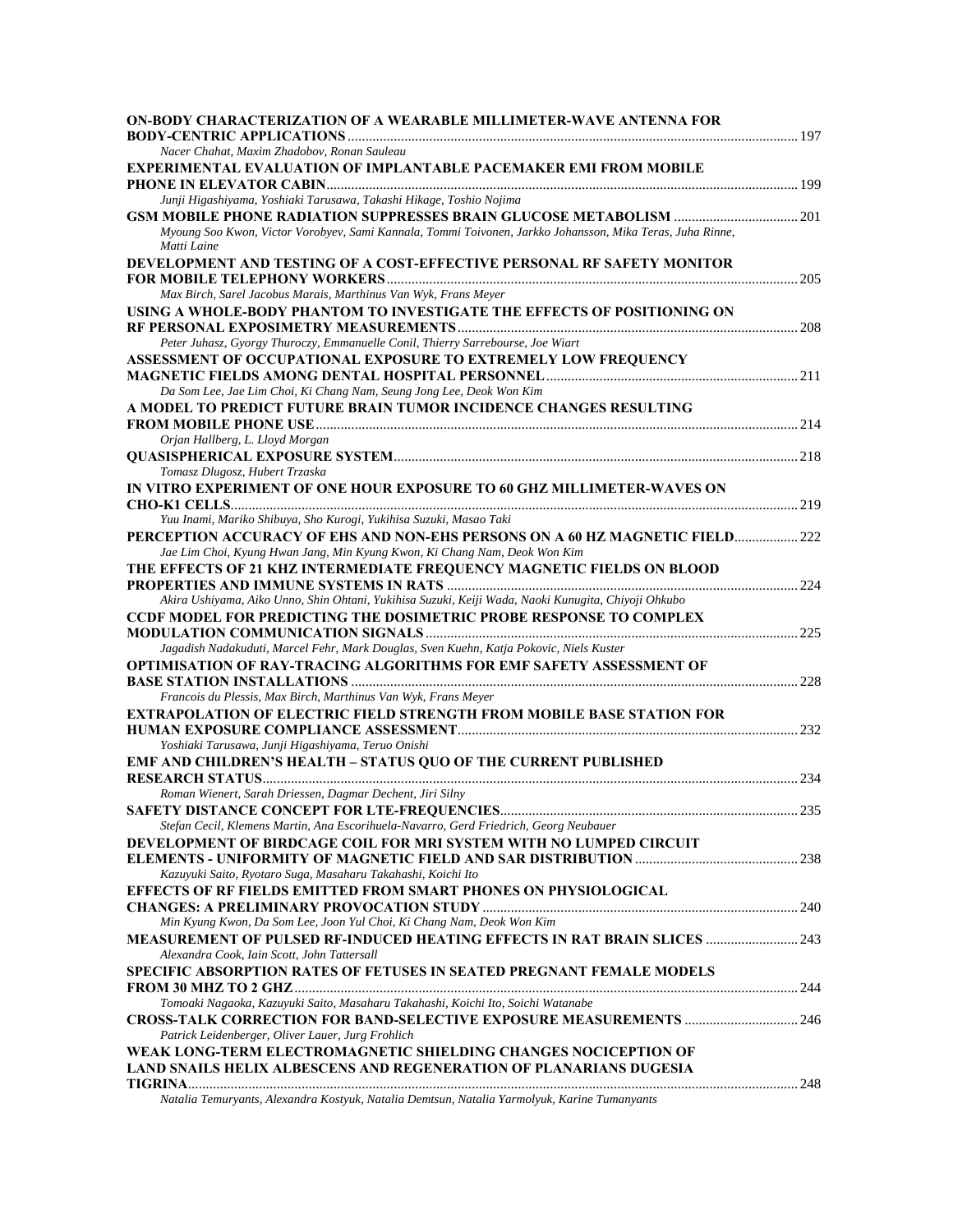**ON-BODY CHARACTERIZATION OF A WEARABLE MILLIMETER-WAVE ANTENNA FOR BODY-CENTRIC APPLICATIONS** ............ 197
*Nacer Chahat, Maxim Zhadobov, Ronan Sauleau*

**EXPERIMENTAL EVALUATION OF IMPLANTABLE PACEMAKER EMI FROM MOBILE PHONE IN ELEVATOR CABIN** ............ 199
*Junji Higashiyama, Yoshiaki Tarusawa, Takashi Hikage, Toshio Nojima*

**GSM MOBILE PHONE RADIATION SUPPRESSES BRAIN GLUCOSE METABOLISM** ............ 201
*Myoung Soo Kwon, Victor Vorobyev, Sami Kannala, Tommi Toivonen, Jarkko Johansson, Mika Teras, Juha Rinne, Matti Laine*

**DEVELOPMENT AND TESTING OF A COST-EFFECTIVE PERSONAL RF SAFETY MONITOR FOR MOBILE TELEPHONY WORKERS** ............ 205
*Max Birch, Sarel Jacobus Marais, Marthinus Van Wyk, Frans Meyer*

**USING A WHOLE-BODY PHANTOM TO INVESTIGATE THE EFFECTS OF POSITIONING ON RF PERSONAL EXPOSIMETRY MEASUREMENTS** ............ 208
*Peter Juhasz, Gyorgy Thuroczy, Emmanuelle Conil, Thierry Sarrebourse, Joe Wiart*

**ASSESSMENT OF OCCUPATIONAL EXPOSURE TO EXTREMELY LOW FREQUENCY MAGNETIC FIELDS AMONG DENTAL HOSPITAL PERSONNEL** ............ 211
*Da Som Lee, Jae Lim Choi, Ki Chang Nam, Seung Jong Lee, Deok Won Kim*

**A MODEL TO PREDICT FUTURE BRAIN TUMOR INCIDENCE CHANGES RESULTING FROM MOBILE PHONE USE** ............ 214
*Orjan Hallberg, L. Lloyd Morgan*

**QUASISPHERICAL EXPOSURE SYSTEM** ............ 218
*Tomasz Dlugosz, Hubert Trzaska*

**IN VITRO EXPERIMENT OF ONE HOUR EXPOSURE TO 60 GHZ MILLIMETER-WAVES ON CHO-K1 CELLS** ............ 219
*Yuu Inami, Mariko Shibuya, Sho Kurogi, Yukihisa Suzuki, Masao Taki*

**PERCEPTION ACCURACY OF EHS AND NON-EHS PERSONS ON A 60 HZ MAGNETIC FIELD** ............ 222
*Jae Lim Choi, Kyung Hwan Jang, Min Kyung Kwon, Ki Chang Nam, Deok Won Kim*

**THE EFFECTS OF 21 KHZ INTERMEDIATE FREQUENCY MAGNETIC FIELDS ON BLOOD PROPERTIES AND IMMUNE SYSTEMS IN RATS** ............ 224
*Akira Ushiyama, Aiko Unno, Shin Ohtani, Yukihisa Suzuki, Keiji Wada, Naoki Kunugita, Chiyoji Ohkubo*

**CCDF MODEL FOR PREDICTING THE DOSIMETRIC PROBE RESPONSE TO COMPLEX MODULATION COMMUNICATION SIGNALS** ............ 225
*Jagadish Nadakuduti, Marcel Fehr, Mark Douglas, Sven Kuehn, Katja Pokovic, Niels Kuster*

**OPTIMISATION OF RAY-TRACING ALGORITHMS FOR EMF SAFETY ASSESSMENT OF BASE STATION INSTALLATIONS** ............ 228
*Francois du Plessis, Max Birch, Marthinus Van Wyk, Frans Meyer*

**EXTRAPOLATION OF ELECTRIC FIELD STRENGTH FROM MOBILE BASE STATION FOR HUMAN EXPOSURE COMPLIANCE ASSESSMENT** ............ 232
*Yoshiaki Tarusawa, Junji Higashiyama, Teruo Onishi*

**EMF AND CHILDREN'S HEALTH – STATUS QUO OF THE CURRENT PUBLISHED RESEARCH STATUS** ............ 234
*Roman Wienert, Sarah Driessen, Dagmar Dechent, Jiri Silny*

**SAFETY DISTANCE CONCEPT FOR LTE-FREQUENCIES** ............ 235
*Stefan Cecil, Klemens Martin, Ana Escorihuela-Navarro, Gerd Friedrich, Georg Neubauer*

**DEVELOPMENT OF BIRDCAGE COIL FOR MRI SYSTEM WITH NO LUMPED CIRCUIT ELEMENTS - UNIFORMITY OF MAGNETIC FIELD AND SAR DISTRIBUTION** ............ 238
*Kazuyuki Saito, Ryotaro Suga, Masaharu Takahashi, Koichi Ito*

**EFFECTS OF RF FIELDS EMITTED FROM SMART PHONES ON PHYSIOLOGICAL CHANGES: A PRELIMINARY PROVOCATION STUDY** ............ 240
*Min Kyung Kwon, Da Som Lee, Joon Yul Choi, Ki Chang Nam, Deok Won Kim*

**MEASUREMENT OF PULSED RF-INDUCED HEATING EFFECTS IN RAT BRAIN SLICES** ............ 243
*Alexandra Cook, Iain Scott, John Tattersall*

**SPECIFIC ABSORPTION RATES OF FETUSES IN SEATED PREGNANT FEMALE MODELS FROM 30 MHZ TO 2 GHZ** ............ 244
*Tomoaki Nagaoka, Kazuyuki Saito, Masaharu Takahashi, Koichi Ito, Soichi Watanabe*

**CROSS-TALK CORRECTION FOR BAND-SELECTIVE EXPOSURE MEASUREMENTS** ............ 246
*Patrick Leidenberger, Oliver Lauer, Jurg Frohlich*

**WEAK LONG-TERM ELECTROMAGNETIC SHIELDING CHANGES NOCICEPTION OF LAND SNAILS HELIX ALBESCENS AND REGENERATION OF PLANARIANS DUGESIA TIGRINA** ............ 248
*Natalia Temuryants, Alexandra Kostyuk, Natalia Demtsun, Natalia Yarmolyuk, Karine Tumanyants*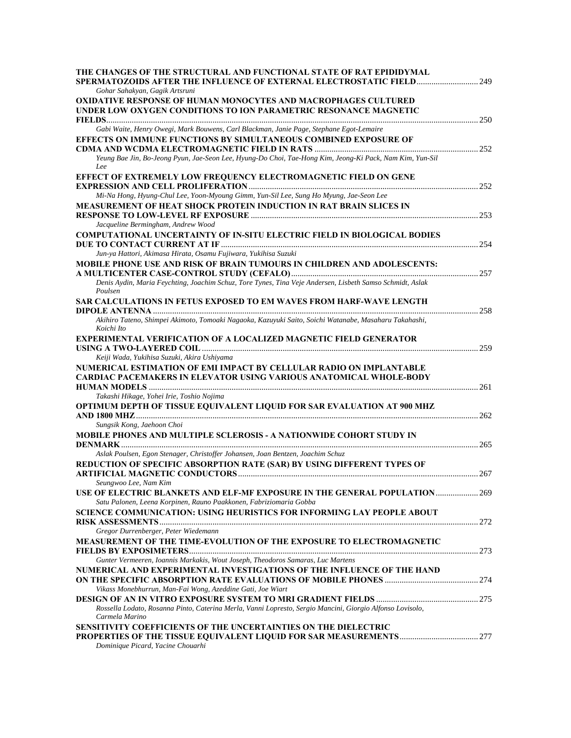**THE CHANGES OF THE STRUCTURAL AND FUNCTIONAL STATE OF RAT EPIDIDYMAL SPERMATOZOIDS AFTER THE INFLUENCE OF EXTERNAL ELECTROSTATIC FIELD** ............ 249
*Gohar Sahakyan, Gagik Artsruni*

**OXIDATIVE RESPONSE OF HUMAN MONOCYTES AND MACROPHAGES CULTURED UNDER LOW OXYGEN CONDITIONS TO ION PARAMETRIC RESONANCE MAGNETIC FIELDS** ............ 250
*Gabi Waite, Henry Owegi, Mark Bouwens, Carl Blackman, Janie Page, Stephane Egot-Lemaire*

**EFFECTS ON IMMUNE FUNCTIONS BY SIMULTANEOUS COMBINED EXPOSURE OF CDMA AND WCDMA ELECTROMAGNETIC FIELD IN RATS** ............ 252
*Yeung Bae Jin, Bo-Jeong Pyun, Jae-Seon Lee, Hyung-Do Choi, Tae-Hong Kim, Jeong-Ki Pack, Nam Kim, Yun-Sil Lee*

**EFFECT OF EXTREMELY LOW FREQUENCY ELECTROMAGNETIC FIELD ON GENE EXPRESSION AND CELL PROLIFERATION** ............ 252
*Mi-Na Hong, Hyung-Chul Lee, Yoon-Myoung Gimm, Yun-Sil Lee, Sung Ho Myung, Jae-Seon Lee*

**MEASUREMENT OF HEAT SHOCK PROTEIN INDUCTION IN RAT BRAIN SLICES IN RESPONSE TO LOW-LEVEL RF EXPOSURE** ............ 253
*Jacqueline Bermingham, Andrew Wood*

**COMPUTATIONAL UNCERTAINTY OF IN-SITU ELECTRIC FIELD IN BIOLOGICAL BODIES DUE TO CONTACT CURRENT AT IF** ............ 254
*Jun-ya Hattori, Akimasa Hirata, Osamu Fujiwara, Yukihisa Suzuki*

**MOBILE PHONE USE AND RISK OF BRAIN TUMOURS IN CHILDREN AND ADOLESCENTS: A MULTICENTER CASE-CONTROL STUDY (CEFALO)** ............ 257
*Denis Aydin, Maria Feychting, Joachim Schuz, Tore Tynes, Tina Veje Andersen, Lisbeth Samso Schmidt, Aslak Poulsen*

**SAR CALCULATIONS IN FETUS EXPOSED TO EM WAVES FROM HARF-WAVE LENGTH DIPOLE ANTENNA** ............ 258
*Akihiro Tateno, Shimpei Akimoto, Tomoaki Nagaoka, Kazuyuki Saito, Soichi Watanabe, Masaharu Takahashi, Koichi Ito*

**EXPERIMENTAL VERIFICATION OF A LOCALIZED MAGNETIC FIELD GENERATOR USING A TWO-LAYERED COIL** ............ 259
*Keiji Wada, Yukihisa Suzuki, Akira Ushiyama*

**NUMERICAL ESTIMATION OF EMI IMPACT BY CELLULAR RADIO ON IMPLANTABLE CARDIAC PACEMAKERS IN ELEVATOR USING VARIOUS ANATOMICAL WHOLE-BODY HUMAN MODELS** ............ 261
*Takashi Hikage, Yohei Irie, Toshio Nojima*

**OPTIMUM DEPTH OF TISSUE EQUIVALENT LIQUID FOR SAR EVALUATION AT 900 MHZ AND 1800 MHZ** ............ 262
*Sungsik Kong, Jaehoon Choi*

**MOBILE PHONES AND MULTIPLE SCLEROSIS - A NATIONWIDE COHORT STUDY IN DENMARK** ............ 265
*Aslak Poulsen, Egon Stenager, Christoffer Johansen, Joan Bentzen, Joachim Schuz*

**REDUCTION OF SPECIFIC ABSORPTION RATE (SAR) BY USING DIFFERENT TYPES OF ARTIFICIAL MAGNETIC CONDUCTORS** ............ 267
*Seungwoo Lee, Nam Kim*

**USE OF ELECTRIC BLANKETS AND ELF-MF EXPOSURE IN THE GENERAL POPULATION** ............ 269
*Satu Palonen, Leena Korpinen, Rauno Paakkonen, Fabriziomaria Gobba*

**SCIENCE COMMUNICATION: USING HEURISTICS FOR INFORMING LAY PEOPLE ABOUT RISK ASSESSMENTS** ............ 272
*Gregor Durrenberger, Peter Wiedemann*

**MEASUREMENT OF THE TIME-EVOLUTION OF THE EXPOSURE TO ELECTROMAGNETIC FIELDS BY EXPOSIMETERS** ............ 273
*Gunter Vermeeren, Ioannis Markakis, Wout Joseph, Theodoros Samaras, Luc Martens*

**NUMERICAL AND EXPERIMENTAL INVESTIGATIONS OF THE INFLUENCE OF THE HAND ON THE SPECIFIC ABSORPTION RATE EVALUATIONS OF MOBILE PHONES** ............ 274
*Vikass Monebhurrun, Man-Fai Wong, Azeddine Gati, Joe Wiart*

**DESIGN OF AN IN VITRO EXPOSURE SYSTEM TO MRI GRADIENT FIELDS** ............ 275
*Rossella Lodato, Rosanna Pinto, Caterina Merla, Vanni Lopresto, Sergio Mancini, Giorgio Alfonso Lovisolo, Carmela Marino*

**SENSITIVITY COEFFICIENTS OF THE UNCERTAINTIES ON THE DIELECTRIC PROPERTIES OF THE TISSUE EQUIVALENT LIQUID FOR SAR MEASUREMENTS** ............ 277
*Dominique Picard, Yacine Chouarhi*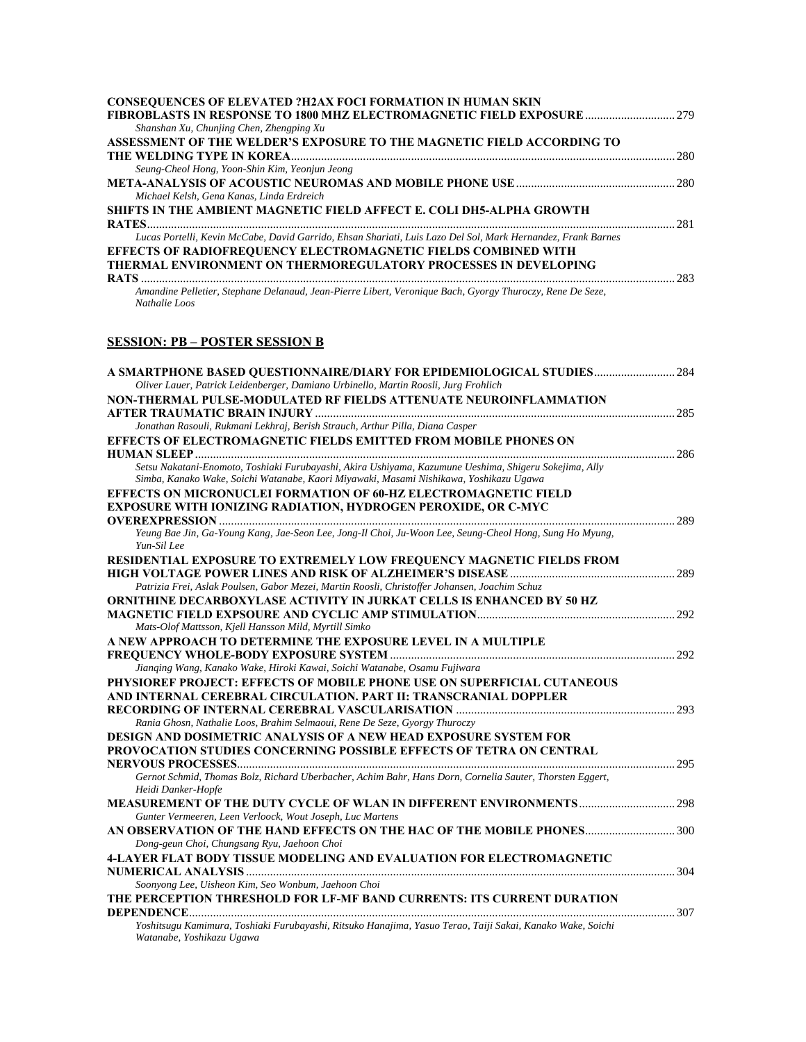**CONSEQUENCES OF ELEVATED ?H2AX FOCI FORMATION IN HUMAN SKIN FIBROBLASTS IN RESPONSE TO 1800 MHZ ELECTROMAGNETIC FIELD EXPOSURE** ............................. 279
*Shanshan Xu, Chunjing Chen, Zhengping Xu*

**ASSESSMENT OF THE WELDER'S EXPOSURE TO THE MAGNETIC FIELD ACCORDING TO THE WELDING TYPE IN KOREA**.......................................................................................................................... 280
*Seung-Cheol Hong, Yoon-Shin Kim, Yeonjun Jeong*

**META-ANALYSIS OF ACOUSTIC NEUROMAS AND MOBILE PHONE USE** .................................................... 280
*Michael Kelsh, Gena Kanas, Linda Erdreich*

**SHIFTS IN THE AMBIENT MAGNETIC FIELD AFFECT E. COLI DH5-ALPHA GROWTH RATES**........................................................................................................................................................... 281
*Lucas Portelli, Kevin McCabe, David Garrido, Ehsan Shariati, Luis Lazo Del Sol, Mark Hernandez, Frank Barnes*

**EFFECTS OF RADIOFREQUENCY ELECTROMAGNETIC FIELDS COMBINED WITH THERMAL ENVIRONMENT ON THERMOREGULATORY PROCESSES IN DEVELOPING RATS** ................................................................................................................................................................ 283
*Amandine Pelletier, Stephane Delanaud, Jean-Pierre Libert, Veronique Bach, Gyorgy Thuroczy, Rene De Seze, Nathalie Loos*

## SESSION: PB – POSTER SESSION B

**A SMARTPHONE BASED QUESTIONNAIRE/DIARY FOR EPIDEMIOLOGICAL STUDIES**.......................... 284
*Oliver Lauer, Patrick Leidenberger, Damiano Urbinello, Martin Roosli, Jurg Frohlich*

**NON-THERMAL PULSE-MODULATED RF FIELDS ATTENUATE NEUROINFLAMMATION AFTER TRAUMATIC BRAIN INJURY** ....................................................................................................................... 285
*Jonathan Rasouli, Rukmani Lekhraj, Berish Strauch, Arthur Pilla, Diana Casper*

**EFFECTS OF ELECTROMAGNETIC FIELDS EMITTED FROM MOBILE PHONES ON HUMAN SLEEP**.............................................................................................................................................................. 286
*Setsu Nakatani-Enomoto, Toshiaki Furubayashi, Akira Ushiyama, Kazumune Ueshima, Shigeru Sokejima, Ally Simba, Kanako Wake, Soichi Watanabe, Kaori Miyawaki, Masami Nishikawa, Yoshikazu Ugawa*

**EFFECTS ON MICRONUCLEI FORMATION OF 60-HZ ELECTROMAGNETIC FIELD EXPOSURE WITH IONIZING RADIATION, HYDROGEN PEROXIDE, OR C-MYC OVEREXPRESSION** ...................................................................................................................................................... 289
*Yeung Bae Jin, Ga-Young Kang, Jae-Seon Lee, Jong-Il Choi, Ju-Woon Lee, Seung-Cheol Hong, Sung Ho Myung, Yun-Sil Lee*

**RESIDENTIAL EXPOSURE TO EXTREMELY LOW FREQUENCY MAGNETIC FIELDS FROM HIGH VOLTAGE POWER LINES AND RISK OF ALZHEIMER'S DISEASE** ...................................................... 289
*Patrizia Frei, Aslak Poulsen, Gabor Mezei, Martin Roosli, Christoffer Johansen, Joachim Schuz*

**ORNITHINE DECARBOXYLASE ACTIVITY IN JURKAT CELLS IS ENHANCED BY 50 HZ MAGNETIC FIELD EXPSOURE AND CYCLIC AMP STIMULATION**................................................................. 292
*Mats-Olof Mattsson, Kjell Hansson Mild, Myrtill Simko*

**A NEW APPROACH TO DETERMINE THE EXPOSURE LEVEL IN A MULTIPLE FREQUENCY WHOLE-BODY EXPOSURE SYSTEM** ............................................................................................. 292
*Jianqing Wang, Kanako Wake, Hiroki Kawai, Soichi Watanabe, Osamu Fujiwara*

**PHYSIOREF PROJECT: EFFECTS OF MOBILE PHONE USE ON SUPERFICIAL CUTANEOUS AND INTERNAL CEREBRAL CIRCULATION. PART II: TRANSCRANIAL DOPPLER RECORDING OF INTERNAL CEREBRAL VASCULARISATION** ........................................................................ 293
*Rania Ghosn, Nathalie Loos, Brahim Selmaoui, Rene De Seze, Gyorgy Thuroczy*

**DESIGN AND DOSIMETRIC ANALYSIS OF A NEW HEAD EXPOSURE SYSTEM FOR PROVOCATION STUDIES CONCERNING POSSIBLE EFFECTS OF TETRA ON CENTRAL NERVOUS PROCESSES**................................................................................................................................................. 295
*Gernot Schmid, Thomas Bolz, Richard Uberbacher, Achim Bahr, Hans Dorn, Cornelia Sauter, Thorsten Eggert, Heidi Danker-Hopfe*

**MEASUREMENT OF THE DUTY CYCLE OF WLAN IN DIFFERENT ENVIRONMENTS**................................ 298
*Gunter Vermeeren, Leen Verloock, Wout Joseph, Luc Martens*

**AN OBSERVATION OF THE HAND EFFECTS ON THE HAC OF THE MOBILE PHONES**.............................. 300
*Dong-geun Choi, Chungsang Ryu, Jaehoon Choi*

**4-LAYER FLAT BODY TISSUE MODELING AND EVALUATION FOR ELECTROMAGNETIC NUMERICAL ANALYSIS** ............................................................................................................................................. 304
*Soonyong Lee, Uisheon Kim, Seo Wonbum, Jaehoon Choi*

**THE PERCEPTION THRESHOLD FOR LF-MF BAND CURRENTS: ITS CURRENT DURATION DEPENDENCE**................................................................................................................................................. 307
*Yoshitsugu Kamimura, Toshiaki Furubayashi, Ritsuko Hanajima, Yasuo Terao, Taiji Sakai, Kanako Wake, Soichi Watanabe, Yoshikazu Ugawa*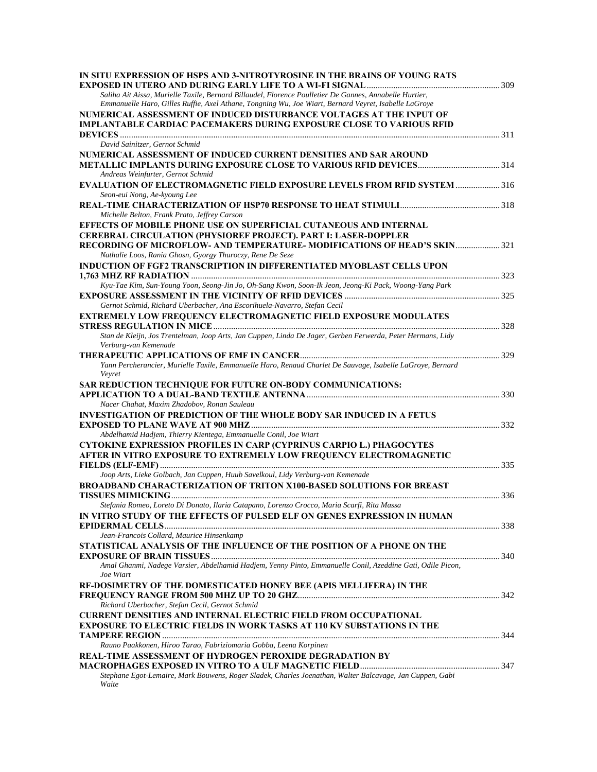**IN SITU EXPRESSION OF HSPS AND 3-NITROTYROSINE IN THE BRAINS OF YOUNG RATS EXPOSED IN UTERO AND DURING EARLY LIFE TO A WI-FI SIGNAL** ........ 309
*Saliha Ait Aissa, Murielle Taxile, Bernard Billaudel, Florence Poulletier De Gannes, Annabelle Hurtier, Emmanuelle Haro, Gilles Ruffie, Axel Athane, Tongning Wu, Joe Wiart, Bernard Veyret, Isabelle LaGroye*

**NUMERICAL ASSESSMENT OF INDUCED DISTURBANCE VOLTAGES AT THE INPUT OF IMPLANTABLE CARDIAC PACEMAKERS DURING EXPOSURE CLOSE TO VARIOUS RFID DEVICES** ........ 311
*David Sainitzer, Gernot Schmid*

**NUMERICAL ASSESSMENT OF INDUCED CURRENT DENSITIES AND SAR AROUND METALLIC IMPLANTS DURING EXPOSURE CLOSE TO VARIOUS RFID DEVICES** ........ 314
*Andreas Weinfurter, Gernot Schmid*

**EVALUATION OF ELECTROMAGNETIC FIELD EXPOSURE LEVELS FROM RFID SYSTEM** ........ 316
*Seon-eui Nong, Ae-kyoung Lee*

**REAL-TIME CHARACTERIZATION OF HSP70 RESPONSE TO HEAT STIMULI** ........ 318
*Michelle Belton, Frank Prato, Jeffrey Carson*

**EFFECTS OF MOBILE PHONE USE ON SUPERFICIAL CUTANEOUS AND INTERNAL CEREBRAL CIRCULATION (PHYSIOREF PROJECT). PART I: LASER-DOPPLER RECORDING OF MICROFLOW- AND TEMPERATURE- MODIFICATIONS OF HEAD'S SKIN** ........ 321
*Nathalie Loos, Rania Ghosn, Gyorgy Thuroczy, Rene De Seze*

**INDUCTION OF FGF2 TRANSCRIPTION IN DIFFERENTIATED MYOBLAST CELLS UPON 1,763 MHZ RF RADIATION** ........ 323
*Kyu-Tae Kim, Sun-Young Yoon, Seong-Jin Jo, Oh-Sang Kwon, Soon-Ik Jeon, Jeong-Ki Pack, Woong-Yang Park*

**EXPOSURE ASSESSMENT IN THE VICINITY OF RFID DEVICES** ........ 325
*Gernot Schmid, Richard Uberbacher, Ana Escorihuela-Navarro, Stefan Cecil*

**EXTREMELY LOW FREQUENCY ELECTROMAGNETIC FIELD EXPOSURE MODULATES STRESS REGULATION IN MICE** ........ 328
*Stan de Kleijn, Jos Trentelman, Joop Arts, Jan Cuppen, Linda De Jager, Gerben Ferwerda, Peter Hermans, Lidy Verburg-van Kemenade*

**THERAPEUTIC APPLICATIONS OF EMF IN CANCER** ........ 329
*Yann Percherancier, Murielle Taxile, Emmanuelle Haro, Renaud Charlet De Sauvage, Isabelle LaGroye, Bernard Veyret*

**SAR REDUCTION TECHNIQUE FOR FUTURE ON-BODY COMMUNICATIONS: APPLICATION TO A DUAL-BAND TEXTILE ANTENNA** ........ 330
*Nacer Chahat, Maxim Zhadobov, Ronan Sauleau*

**INVESTIGATION OF PREDICTION OF THE WHOLE BODY SAR INDUCED IN A FETUS EXPOSED TO PLANE WAVE AT 900 MHZ** ........ 332
*Abdelhamid Hadjem, Thierry Kientega, Emmanuelle Conil, Joe Wiart*

**CYTOKINE EXPRESSION PROFILES IN CARP (CYPRINUS CARPIO L.) PHAGOCYTES AFTER IN VITRO EXPOSURE TO EXTREMELY LOW FREQUENCY ELECTROMAGNETIC FIELDS (ELF-EMF)** ........ 335
*Joop Arts, Lieke Golbach, Jan Cuppen, Huub Savelkoul, Lidy Verburg-van Kemenade*

**BROADBAND CHARACTERIZATION OF TRITON X100-BASED SOLUTIONS FOR BREAST TISSUES MIMICKING** ........ 336
*Stefania Romeo, Loreto Di Donato, Ilaria Catapano, Lorenzo Crocco, Maria Scarfi, Rita Massa*

**IN VITRO STUDY OF THE EFFECTS OF PULSED ELF ON GENES EXPRESSION IN HUMAN EPIDERMAL CELLS** ........ 338
*Jean-Francois Collard, Maurice Hinsenkamp*

**STATISTICAL ANALYSIS OF THE INFLUENCE OF THE POSITION OF A PHONE ON THE EXPOSURE OF BRAIN TISSUES** ........ 340
*Amal Ghanmi, Nadege Varsier, Abdelhamid Hadjem, Yenny Pinto, Emmanuelle Conil, Azeddine Gati, Odile Picon, Joe Wiart*

**RF-DOSIMETRY OF THE DOMESTICATED HONEY BEE (APIS MELLIFERA) IN THE FREQUENCY RANGE FROM 500 MHZ UP TO 20 GHZ** ........ 342
*Richard Uberbacher, Stefan Cecil, Gernot Schmid*

**CURRENT DENSITIES AND INTERNAL ELECTRIC FIELD FROM OCCUPATIONAL EXPOSURE TO ELECTRIC FIELDS IN WORK TASKS AT 110 KV SUBSTATIONS IN THE TAMPERE REGION** ........ 344
*Rauno Paakkonen, Hiroo Tarao, Fabriziomaria Gobba, Leena Korpinen*

**REAL-TIME ASSESSMENT OF HYDROGEN PEROXIDE DEGRADATION BY MACROPHAGES EXPOSED IN VITRO TO A ULF MAGNETIC FIELD** ........ 347
*Stephane Egot-Lemaire, Mark Bouwens, Roger Sladek, Charles Joenathan, Walter Balcavage, Jan Cuppen, Gabi Waite*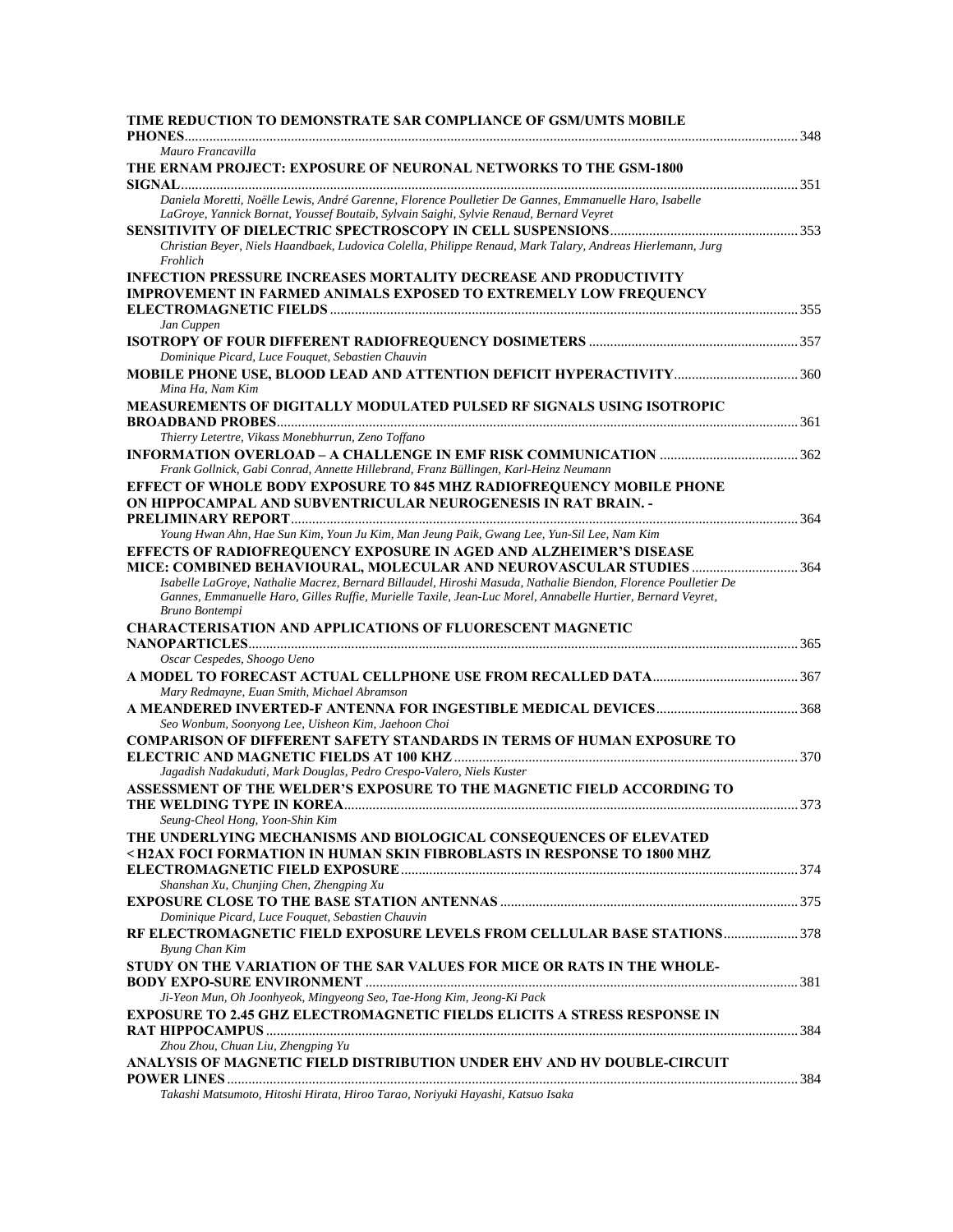**TIME REDUCTION TO DEMONSTRATE SAR COMPLIANCE OF GSM/UMTS MOBILE PHONES** ........ 348
*Mauro Francavilla*

**THE ERNAM PROJECT: EXPOSURE OF NEURONAL NETWORKS TO THE GSM-1800 SIGNAL** ........ 351
*Daniela Moretti, Noëlle Lewis, André Garenne, Florence Poulletier De Gannes, Emmanuelle Haro, Isabelle LaGroye, Yannick Bornat, Youssef Boutaib, Sylvain Saighi, Sylvie Renaud, Bernard Veyret*

**SENSITIVITY OF DIELECTRIC SPECTROSCOPY IN CELL SUSPENSIONS** ........ 353
*Christian Beyer, Niels Haandbaek, Ludovica Colella, Philippe Renaud, Mark Talary, Andreas Hierlemann, Jurg Frohlich*

**INFECTION PRESSURE INCREASES MORTALITY DECREASE AND PRODUCTIVITY IMPROVEMENT IN FARMED ANIMALS EXPOSED TO EXTREMELY LOW FREQUENCY ELECTROMAGNETIC FIELDS** ........ 355
*Jan Cuppen*

**ISOTROPY OF FOUR DIFFERENT RADIOFREQUENCY DOSIMETERS** ........ 357
*Dominique Picard, Luce Fouquet, Sebastien Chauvin*

**MOBILE PHONE USE, BLOOD LEAD AND ATTENTION DEFICIT HYPERACTIVITY** ........ 360
*Mina Ha, Nam Kim*

**MEASUREMENTS OF DIGITALLY MODULATED PULSED RF SIGNALS USING ISOTROPIC BROADBAND PROBES** ........ 361
*Thierry Letertre, Vikass Monebhurrun, Zeno Toffano*

**INFORMATION OVERLOAD – A CHALLENGE IN EMF RISK COMMUNICATION** ........ 362
*Frank Gollnick, Gabi Conrad, Annette Hillebrand, Franz Büllingen, Karl-Heinz Neumann*

**EFFECT OF WHOLE BODY EXPOSURE TO 845 MHZ RADIOFREQUENCY MOBILE PHONE ON HIPPOCAMPAL AND SUBVENTRICULAR NEUROGENESIS IN RAT BRAIN. - PRELIMINARY REPORT** ........ 364
*Young Hwan Ahn, Hae Sun Kim, Youn Ju Kim, Man Jeung Paik, Gwang Lee, Yun-Sil Lee, Nam Kim*

**EFFECTS OF RADIOFREQUENCY EXPOSURE IN AGED AND ALZHEIMER'S DISEASE MICE: COMBINED BEHAVIOURAL, MOLECULAR AND NEUROVASCULAR STUDIES** ........ 364
*Isabelle LaGroye, Nathalie Macrez, Bernard Billaudel, Hiroshi Masuda, Nathalie Biendon, Florence Poulletier De Gannes, Emmanuelle Haro, Gilles Ruffie, Murielle Taxile, Jean-Luc Morel, Annabelle Hurtier, Bernard Veyret, Bruno Bontempi*

**CHARACTERISATION AND APPLICATIONS OF FLUORESCENT MAGNETIC NANOPARTICLES** ........ 365
*Oscar Cespedes, Shoogo Ueno*

**A MODEL TO FORECAST ACTUAL CELLPHONE USE FROM RECALLED DATA** ........ 367
*Mary Redmayne, Euan Smith, Michael Abramson*

**A MEANDERED INVERTED-F ANTENNA FOR INGESTIBLE MEDICAL DEVICES** ........ 368
*Seo Wonbum, Soonyong Lee, Uisheon Kim, Jaehoon Choi*

**COMPARISON OF DIFFERENT SAFETY STANDARDS IN TERMS OF HUMAN EXPOSURE TO ELECTRIC AND MAGNETIC FIELDS AT 100 KHZ** ........ 370
*Jagadish Nadakuduti, Mark Douglas, Pedro Crespo-Valero, Niels Kuster*

**ASSESSMENT OF THE WELDER'S EXPOSURE TO THE MAGNETIC FIELD ACCORDING TO THE WELDING TYPE IN KOREA** ........ 373
*Seung-Cheol Hong, Yoon-Shin Kim*

**THE UNDERLYING MECHANISMS AND BIOLOGICAL CONSEQUENCES OF ELEVATED <H2AX FOCI FORMATION IN HUMAN SKIN FIBROBLASTS IN RESPONSE TO 1800 MHZ ELECTROMAGNETIC FIELD EXPOSURE** ........ 374
*Shanshan Xu, Chunjing Chen, Zhengping Xu*

**EXPOSURE CLOSE TO THE BASE STATION ANTENNAS** ........ 375
*Dominique Picard, Luce Fouquet, Sebastien Chauvin*

**RF ELECTROMAGNETIC FIELD EXPOSURE LEVELS FROM CELLULAR BASE STATIONS** ........ 378
*Byung Chan Kim*

**STUDY ON THE VARIATION OF THE SAR VALUES FOR MICE OR RATS IN THE WHOLE-BODY EXPO-SURE ENVIRONMENT** ........ 381
*Ji-Yeon Mun, Oh Joonhyeok, Mingyeong Seo, Tae-Hong Kim, Jeong-Ki Pack*

**EXPOSURE TO 2.45 GHZ ELECTROMAGNETIC FIELDS ELICITS A STRESS RESPONSE IN RAT HIPPOCAMPUS** ........ 384
*Zhou Zhou, Chuan Liu, Zhengping Yu*

**ANALYSIS OF MAGNETIC FIELD DISTRIBUTION UNDER EHV AND HV DOUBLE-CIRCUIT POWER LINES** ........ 384
*Takashi Matsumoto, Hitoshi Hirata, Hiroo Tarao, Noriyuki Hayashi, Katsuo Isaka*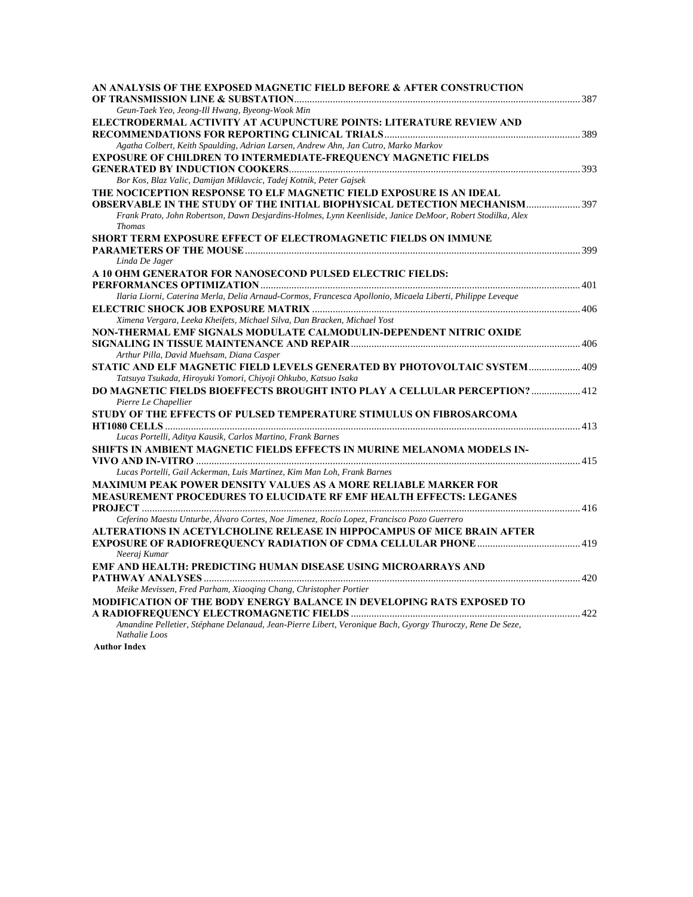**AN ANALYSIS OF THE EXPOSED MAGNETIC FIELD BEFORE & AFTER CONSTRUCTION OF TRANSMISSION LINE & SUBSTATION** ..... 387
*Geun-Taek Yeo, Jeong-Ill Hwang, Byeong-Wook Min*

**ELECTRODERMAL ACTIVITY AT ACUPUNCTURE POINTS: LITERATURE REVIEW AND RECOMMENDATIONS FOR REPORTING CLINICAL TRIALS** ..... 389
*Agatha Colbert, Keith Spaulding, Adrian Larsen, Andrew Ahn, Jan Cutro, Marko Markov*

**EXPOSURE OF CHILDREN TO INTERMEDIATE-FREQUENCY MAGNETIC FIELDS GENERATED BY INDUCTION COOKERS** ..... 393
*Bor Kos, Blaz Valic, Damijan Miklavcic, Tadej Kotnik, Peter Gajsek*

**THE NOCICEPTION RESPONSE TO ELF MAGNETIC FIELD EXPOSURE IS AN IDEAL OBSERVABLE IN THE STUDY OF THE INITIAL BIOPHYSICAL DETECTION MECHANISM** ..... 397
*Frank Prato, John Robertson, Dawn Desjardins-Holmes, Lynn Keenliside, Janice DeMoor, Robert Stodilka, Alex Thomas*

**SHORT TERM EXPOSURE EFFECT OF ELECTROMAGNETIC FIELDS ON IMMUNE PARAMETERS OF THE MOUSE** ..... 399
*Linda De Jager*

**A 10 OHM GENERATOR FOR NANOSECOND PULSED ELECTRIC FIELDS: PERFORMANCES OPTIMIZATION** ..... 401
*Ilaria Liorni, Caterina Merla, Delia Arnaud-Cormos, Francesca Apollonio, Micaela Liberti, Philippe Leveque*

**ELECTRIC SHOCK JOB EXPOSURE MATRIX** ..... 406
*Ximena Vergara, Leeka Kheifets, Michael Silva, Dan Bracken, Michael Yost*

**NON-THERMAL EMF SIGNALS MODULATE CALMODULIN-DEPENDENT NITRIC OXIDE SIGNALING IN TISSUE MAINTENANCE AND REPAIR** ..... 406
*Arthur Pilla, David Muehsam, Diana Casper*

**STATIC AND ELF MAGNETIC FIELD LEVELS GENERATED BY PHOTOVOLTAIC SYSTEM** ..... 409
*Tatsuya Tsukada, Hiroyuki Yomori, Chiyoji Ohkubo, Katsuo Isaka*

**DO MAGNETIC FIELDS BIOEFFECTS BROUGHT INTO PLAY A CELLULAR PERCEPTION?** ..... 412
*Pierre Le Chapellier*

**STUDY OF THE EFFECTS OF PULSED TEMPERATURE STIMULUS ON FIBROSARCOMA HT1080 CELLS** ..... 413
*Lucas Portelli, Aditya Kausik, Carlos Martino, Frank Barnes*

**SHIFTS IN AMBIENT MAGNETIC FIELDS EFFECTS IN MURINE MELANOMA MODELS IN-VIVO AND IN-VITRO** ..... 415
*Lucas Portelli, Gail Ackerman, Luis Martinez, Kim Man Loh, Frank Barnes*

**MAXIMUM PEAK POWER DENSITY VALUES AS A MORE RELIABLE MARKER FOR MEASUREMENT PROCEDURES TO ELUCIDATE RF EMF HEALTH EFFECTS: LEGANES PROJECT** ..... 416
*Ceferino Maestu Unturbe, Álvaro Cortes, Noe Jimenez, Rocío Lopez, Francisco Pozo Guerrero*

**ALTERATIONS IN ACETYLCHOLINE RELEASE IN HIPPOCAMPUS OF MICE BRAIN AFTER EXPOSURE OF RADIOFREQUENCY RADIATION OF CDMA CELLULAR PHONE** ..... 419
*Neeraj Kumar*

**EMF AND HEALTH: PREDICTING HUMAN DISEASE USING MICROARRAYS AND PATHWAY ANALYSES** ..... 420
*Meike Mevissen, Fred Parham, Xiaoqing Chang, Christopher Portier*

**MODIFICATION OF THE BODY ENERGY BALANCE IN DEVELOPING RATS EXPOSED TO A RADIOFREQUENCY ELECTROMAGNETIC FIELDS** ..... 422
*Amandine Pelletier, Stéphane Delanaud, Jean-Pierre Libert, Veronique Bach, Gyorgy Thuroczy, Rene De Seze, Nathalie Loos*

**Author Index**